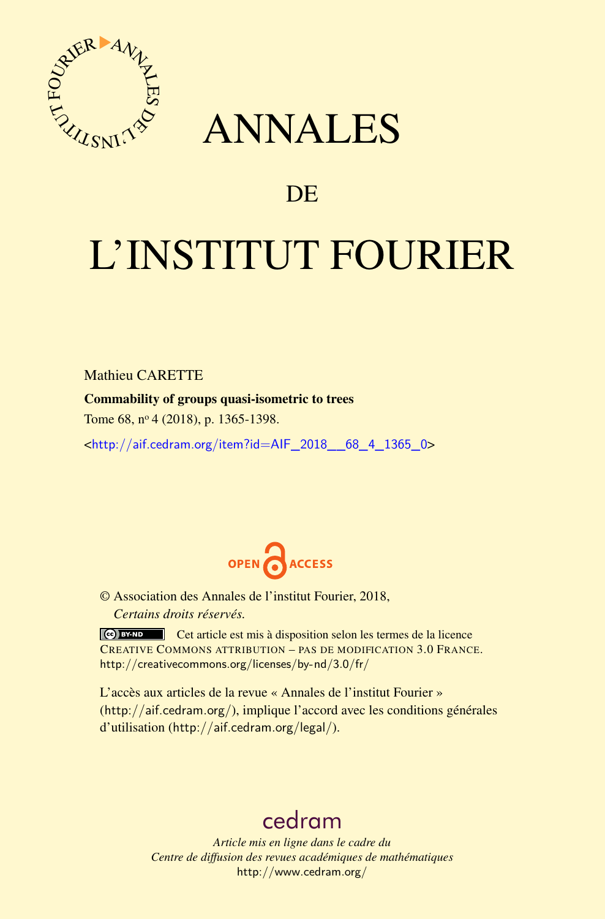# ANNALES

## DE

# L'INSTITUT FOURIER

Mathieu CARETTE

**Commability of groups quasi-isometric to trees**

Tome 68, nº 4 (2018), p. 1365-1398.

<http://aif.cedram.org/item?id=AIF_2018__68_4_1365_0>

OPEN ACCESS

© Association des Annales de l'institut Fourier, 2018,
*Certains droits réservés.*

Cet article est mis à disposition selon les termes de la licence
CREATIVE COMMONS ATTRIBUTION – PAS DE MODIFICATION 3.0 FRANCE.
http://creativecommons.org/licenses/by-nd/3.0/fr/

L'accès aux articles de la revue « Annales de l'institut Fourier »
(http://aif.cedram.org/), implique l'accord avec les conditions générales
d'utilisation (http://aif.cedram.org/legal/).

cedram

*Article mis en ligne dans le cadre du*
*Centre de diffusion des revues académiques de mathématiques*
http://www.cedram.org/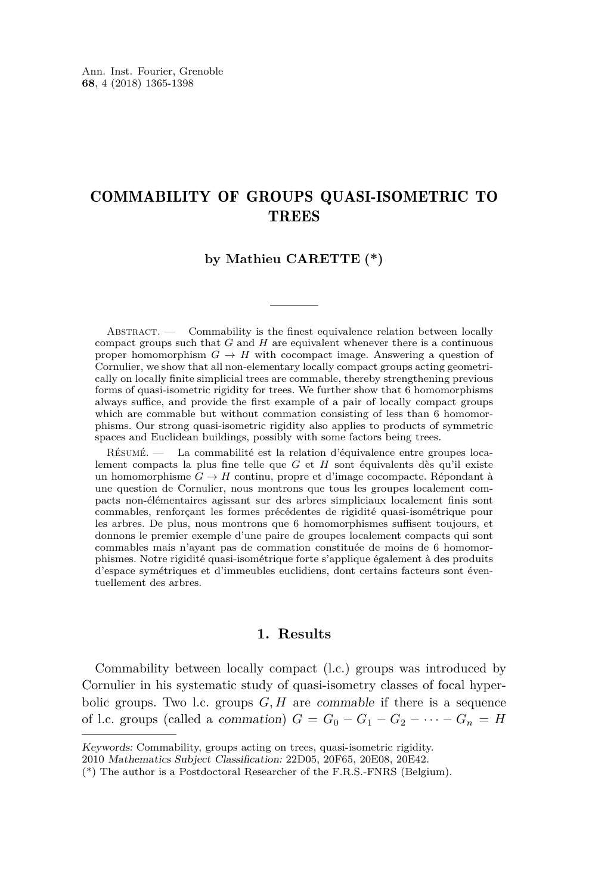# COMMABILITY OF GROUPS QUASI-ISOMETRIC TO TREES

**by Mathieu CARETTE (*)**

Abstract. — Commability is the finest equivalence relation between locally compact groups such that $G$ and $H$ are equivalent whenever there is a continuous proper homomorphism $G \to H$ with cocompact image. Answering a question of Cornulier, we show that all non-elementary locally compact groups acting geometrically on locally finite simplicial trees are commable, thereby strengthening previous forms of quasi-isometric rigidity for trees. We further show that 6 homomorphisms always suffice, and provide the first example of a pair of locally compact groups which are commable but without commation consisting of less than 6 homomorphisms. Our strong quasi-isometric rigidity also applies to products of symmetric spaces and Euclidean buildings, possibly with some factors being trees.

Résumé. — La commabilité est la relation d'équivalence entre groupes localement compacts la plus fine telle que $G$ et $H$ sont équivalents dès qu'il existe un homomorphisme $G \to H$ continu, propre et d'image cocompacte. Répondant à une question de Cornulier, nous montrons que tous les groupes localement compacts non-élémentaires agissant sur des arbres simpliciaux localement finis sont commables, renforçant les formes précédentes de rigidité quasi-isométrique pour les arbres. De plus, nous montrons que 6 homomorphismes suffisent toujours, et donnons le premier exemple d'une paire de groupes localement compacts qui sont commables mais n'ayant pas de commation constituée de moins de 6 homomorphismes. Notre rigidité quasi-isométrique forte s'applique également à des produits d'espace symétriques et d'immeubles euclidiens, dont certains facteurs sont éventuellement des arbres.

## 1. Results

Commability between locally compact (l.c.) groups was introduced by Cornulier in his systematic study of quasi-isometry classes of focal hyperbolic groups. Two l.c. groups $G, H$ are *commable* if there is a sequence of l.c. groups (called a *commation*) $G = G_0 - G_1 - G_2 - \cdots - G_n = H$

*Keywords:* Commability, groups acting on trees, quasi-isometric rigidity.
2010 *Mathematics Subject Classification:* 22D05, 20F65, 20E08, 20E42.
(*) The author is a Postdoctoral Researcher of the F.R.S.-FNRS (Belgium).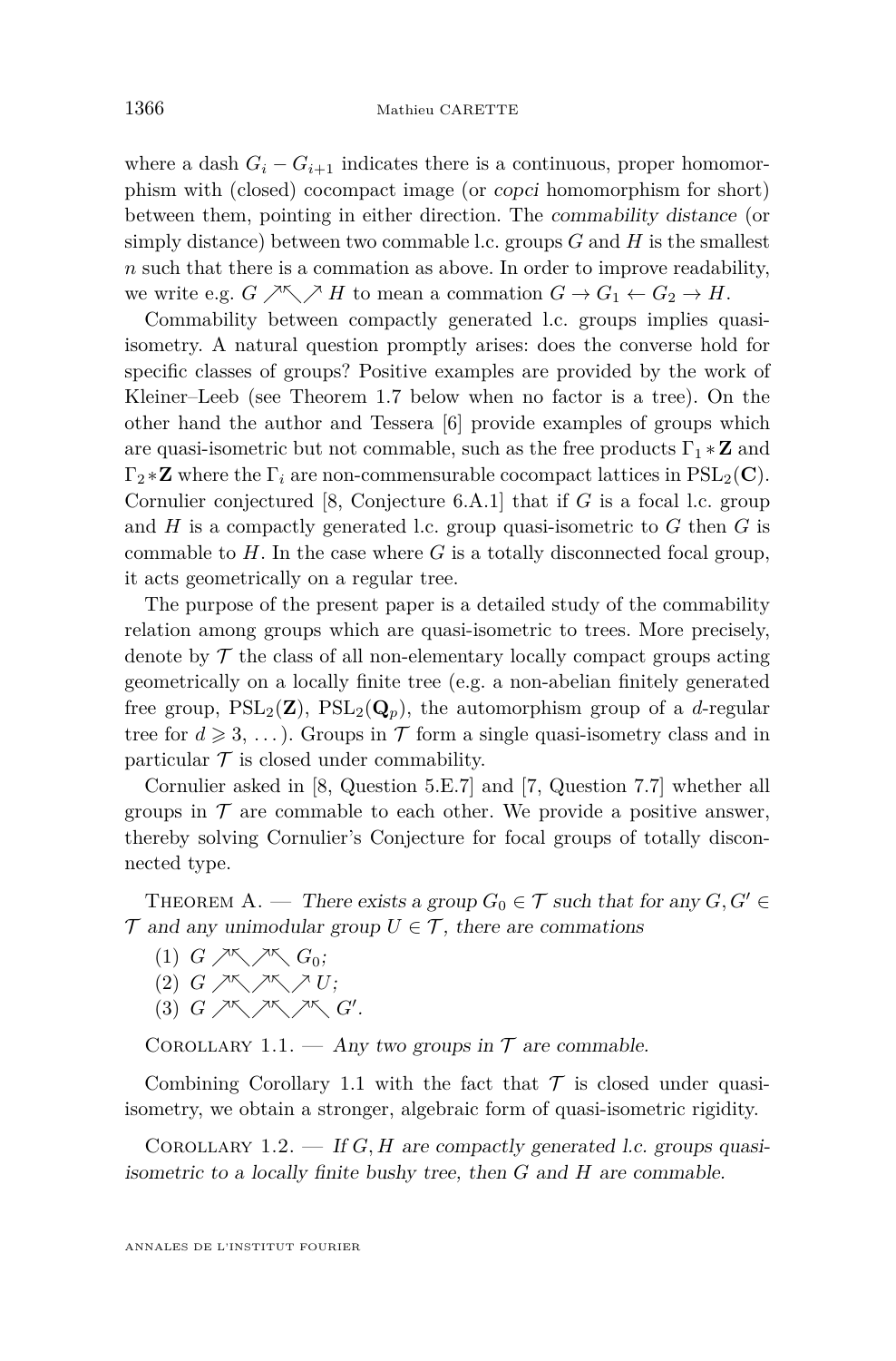where a dash $G_i - G_{i+1}$ indicates there is a continuous, proper homomorphism with (closed) cocompact image (or *copci* homomorphism for short) between them, pointing in either direction. The *commability distance* (or simply distance) between two commable l.c. groups $G$ and $H$ is the smallest $n$ such that there is a commation as above. In order to improve readability, we write e.g. $G \nearrow\!\nwarrow\!\nearrow H$ to mean a commation $G \to G_1 \leftarrow G_2 \to H$.

Commability between compactly generated l.c. groups implies quasi-isometry. A natural question promptly arises: does the converse hold for specific classes of groups? Positive examples are provided by the work of Kleiner–Leeb (see Theorem 1.7 below when no factor is a tree). On the other hand the author and Tessera [6] provide examples of groups which are quasi-isometric but not commable, such as the free products $\Gamma_1 * \mathbf{Z}$ and $\Gamma_2 * \mathbf{Z}$ where the $\Gamma_i$ are non-commensurable cocompact lattices in $\mathrm{PSL}_2(\mathbf{C})$. Cornulier conjectured [8, Conjecture 6.A.1] that if $G$ is a focal l.c. group and $H$ is a compactly generated l.c. group quasi-isometric to $G$ then $G$ is commable to $H$. In the case where $G$ is a totally disconnected focal group, it acts geometrically on a regular tree.

The purpose of the present paper is a detailed study of the commability relation among groups which are quasi-isometric to trees. More precisely, denote by $\mathcal{T}$ the class of all non-elementary locally compact groups acting geometrically on a locally finite tree (e.g. a non-abelian finitely generated free group, $\mathrm{PSL}_2(\mathbf{Z})$, $\mathrm{PSL}_2(\mathbf{Q}_p)$, the automorphism group of a $d$-regular tree for $d \geqslant 3, \ldots$). Groups in $\mathcal{T}$ form a single quasi-isometry class and in particular $\mathcal{T}$ is closed under commability.

Cornulier asked in [8, Question 5.E.7] and [7, Question 7.7] whether all groups in $\mathcal{T}$ are commable to each other. We provide a positive answer, thereby solving Cornulier's Conjecture for focal groups of totally disconnected type.

Theorem A. — *There exists a group $G_0 \in \mathcal{T}$ such that for any $G, G' \in \mathcal{T}$ and any unimodular group $U \in \mathcal{T}$, there are commations*

(1) $G \nearrow\!\nwarrow\!\nearrow\!\nwarrow G_0$;
(2) $G \nearrow\!\nwarrow\!\nearrow\!\nwarrow\!\nearrow U$;
(3) $G \nearrow\!\nwarrow\!\nearrow\!\nwarrow\!\nearrow\!\nwarrow G'$.

Corollary 1.1. — *Any two groups in $\mathcal{T}$ are commable.*

Combining Corollary 1.1 with the fact that $\mathcal{T}$ is closed under quasi-isometry, we obtain a stronger, algebraic form of quasi-isometric rigidity.

Corollary 1.2. — *If $G, H$ are compactly generated l.c. groups quasi-isometric to a locally finite bushy tree, then $G$ and $H$ are commable.*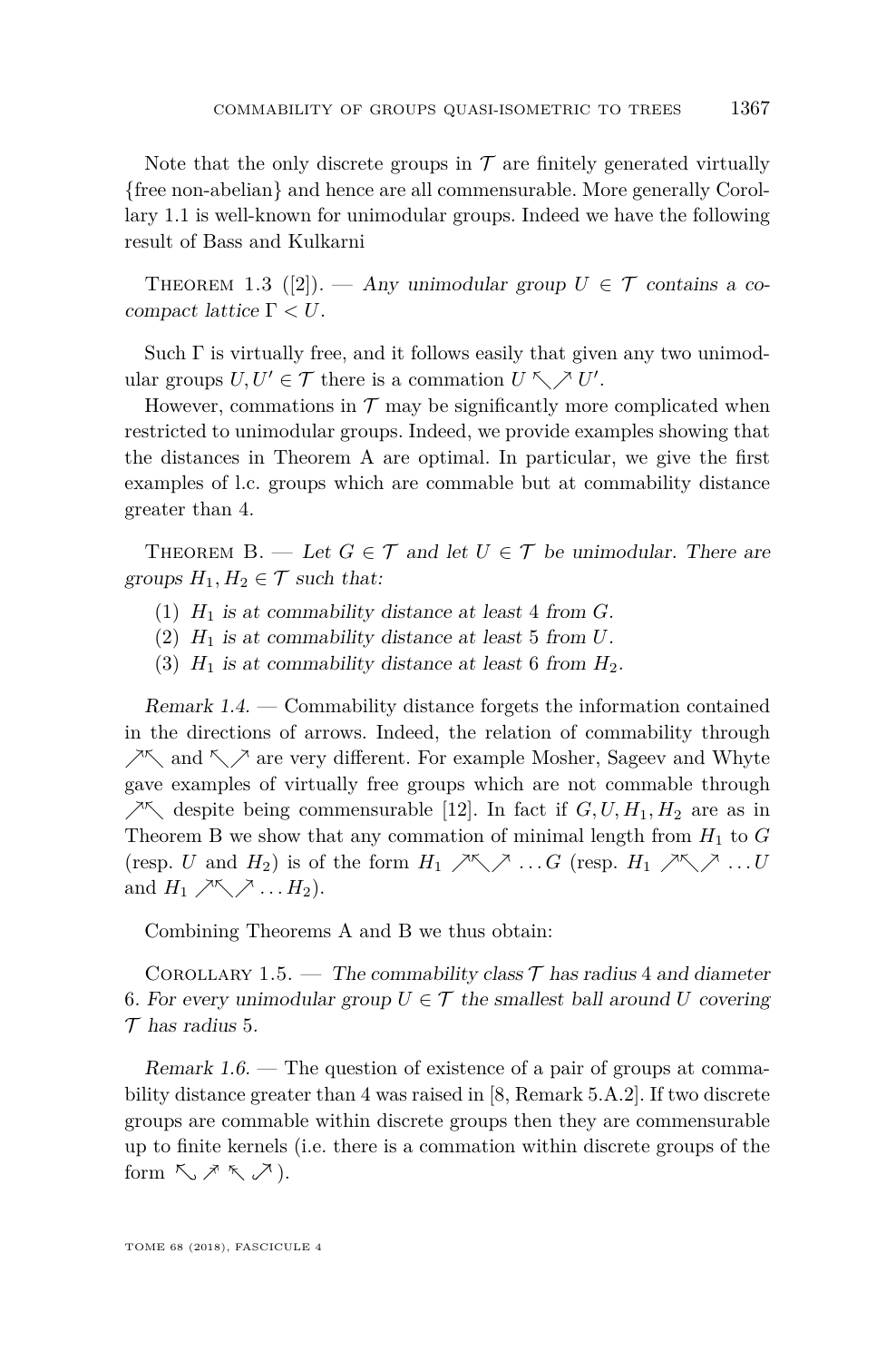Note that the only discrete groups in $\mathcal{T}$ are finitely generated virtually {free non-abelian} and hence are all commensurable. More generally Corollary 1.1 is well-known for unimodular groups. Indeed we have the following result of Bass and Kulkarni

Theorem 1.3 ([2]). — *Any unimodular group $U \in \mathcal{T}$ contains a cocompact lattice $\Gamma < U$.*

Such $\Gamma$ is virtually free, and it follows easily that given any two unimodular groups $U, U' \in \mathcal{T}$ there is a commation $U \nwarrow\nearrow U'$.

However, commations in $\mathcal{T}$ may be significantly more complicated when restricted to unimodular groups. Indeed, we provide examples showing that the distances in Theorem A are optimal. In particular, we give the first examples of l.c. groups which are commable but at commability distance greater than 4.

Theorem B. — *Let $G \in \mathcal{T}$ and let $U \in \mathcal{T}$ be unimodular. There are groups $H_1, H_2 \in \mathcal{T}$ such that:*

1. *$H_1$ is at commability distance at least 4 from $G$.*
2. *$H_1$ is at commability distance at least 5 from $U$.*
3. *$H_1$ is at commability distance at least 6 from $H_2$.*

*Remark 1.4.* — Commability distance forgets the information contained in the directions of arrows. Indeed, the relation of commability through $\nearrow\nwarrow$ and $\nwarrow\nearrow$ are very different. For example Mosher, Sageev and Whyte gave examples of virtually free groups which are not commable through $\nearrow\nwarrow$ despite being commensurable [12]. In fact if $G, U, H_1, H_2$ are as in Theorem B we show that any commation of minimal length from $H_1$ to $G$ (resp. $U$ and $H_2$) is of the form $H_1 \nearrow\nwarrow\nearrow \dots G$ (resp. $H_1 \nearrow\nwarrow\nearrow \dots U$ and $H_1 \nearrow\nwarrow\nearrow \dots H_2$).

Combining Theorems A and B we thus obtain:

Corollary 1.5. — *The commability class $\mathcal{T}$ has radius 4 and diameter 6. For every unimodular group $U \in \mathcal{T}$ the smallest ball around $U$ covering $\mathcal{T}$ has radius 5.*

*Remark 1.6.* — The question of existence of a pair of groups at commability distance greater than 4 was raised in [8, Remark 5.A.2]. If two discrete groups are commable within discrete groups then they are commensurable up to finite kernels (i.e. there is a commation within discrete groups of the form $\nwarrow\nearrow\nwarrow\nearrow$).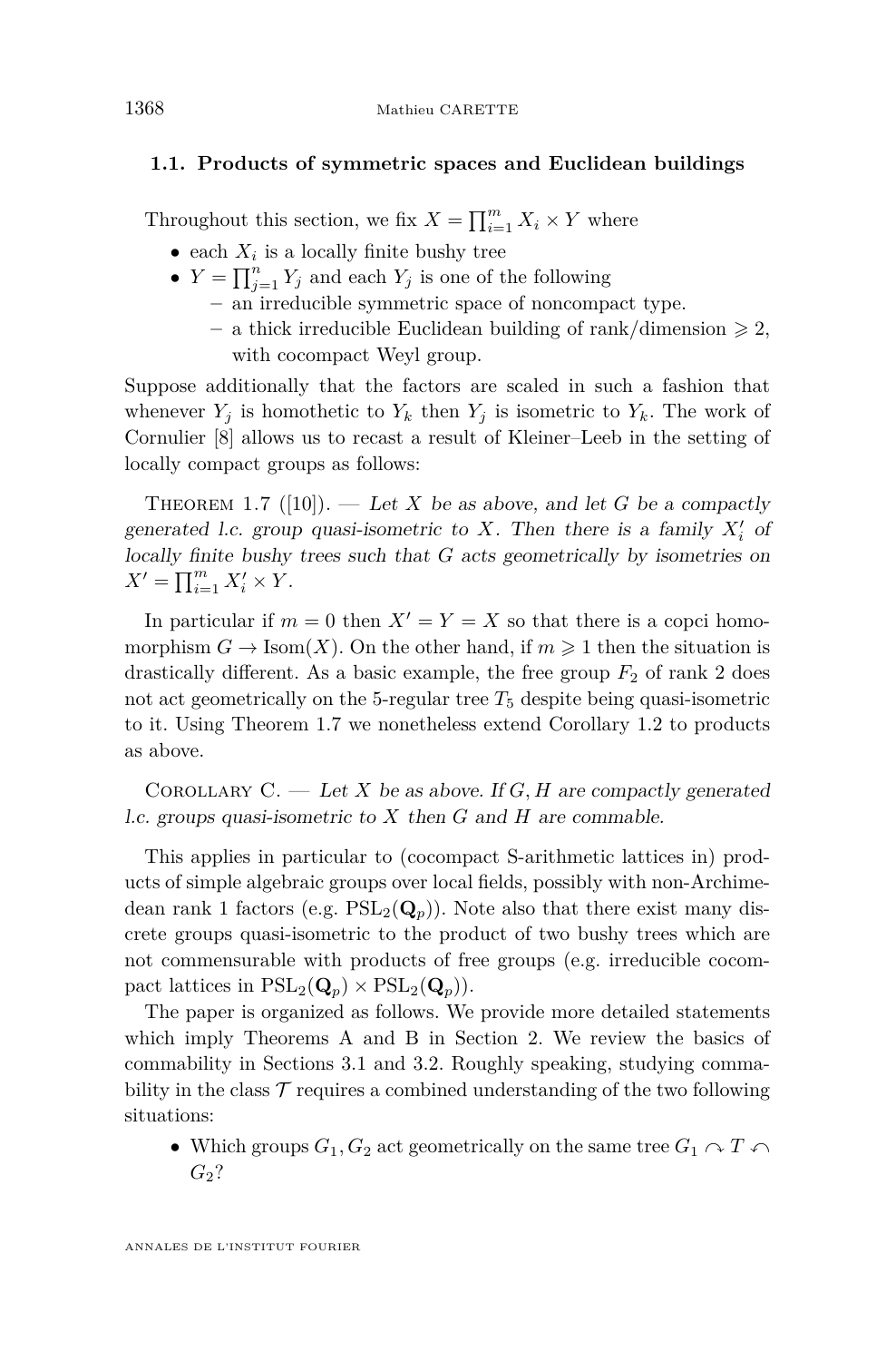### 1.1. Products of symmetric spaces and Euclidean buildings

Throughout this section, we fix $X = \prod_{i=1}^{m} X_i \times Y$ where

- each $X_i$ is a locally finite bushy tree
- $Y = \prod_{j=1}^{n} Y_j$ and each $Y_j$ is one of the following
  - an irreducible symmetric space of noncompact type.
  - a thick irreducible Euclidean building of rank/dimension $\geqslant 2$, with cocompact Weyl group.

Suppose additionally that the factors are scaled in such a fashion that whenever $Y_j$ is homothetic to $Y_k$ then $Y_j$ is isometric to $Y_k$. The work of Cornulier [8] allows us to recast a result of Kleiner–Leeb in the setting of locally compact groups as follows:

Theorem 1.7 ([10]). — *Let $X$ be as above, and let $G$ be a compactly generated l.c. group quasi-isometric to $X$. Then there is a family $X'_i$ of locally finite bushy trees such that $G$ acts geometrically by isometries on $X' = \prod_{i=1}^{m} X'_i \times Y$.*

In particular if $m = 0$ then $X' = Y = X$ so that there is a copci homomorphism $G \to \mathrm{Isom}(X)$. On the other hand, if $m \geqslant 1$ then the situation is drastically different. As a basic example, the free group $F_2$ of rank 2 does not act geometrically on the 5-regular tree $T_5$ despite being quasi-isometric to it. Using Theorem 1.7 we nonetheless extend Corollary 1.2 to products as above.

Corollary C. — *Let $X$ be as above. If $G, H$ are compactly generated l.c. groups quasi-isometric to $X$ then $G$ and $H$ are commable.*

This applies in particular to (cocompact S-arithmetic lattices in) products of simple algebraic groups over local fields, possibly with non-Archimedean rank 1 factors (e.g. $\mathrm{PSL}_2(\mathbf{Q}_p)$). Note also that there exist many discrete groups quasi-isometric to the product of two bushy trees which are not commensurable with products of free groups (e.g. irreducible cocompact lattices in $\mathrm{PSL}_2(\mathbf{Q}_p) \times \mathrm{PSL}_2(\mathbf{Q}_p)$).

The paper is organized as follows. We provide more detailed statements which imply Theorems A and B in Section 2. We review the basics of commability in Sections 3.1 and 3.2. Roughly speaking, studying commability in the class $\mathcal{T}$ requires a combined understanding of the two following situations:

- Which groups $G_1, G_2$ act geometrically on the same tree $G_1 \curvearrowright T \curvearrowleft G_2$?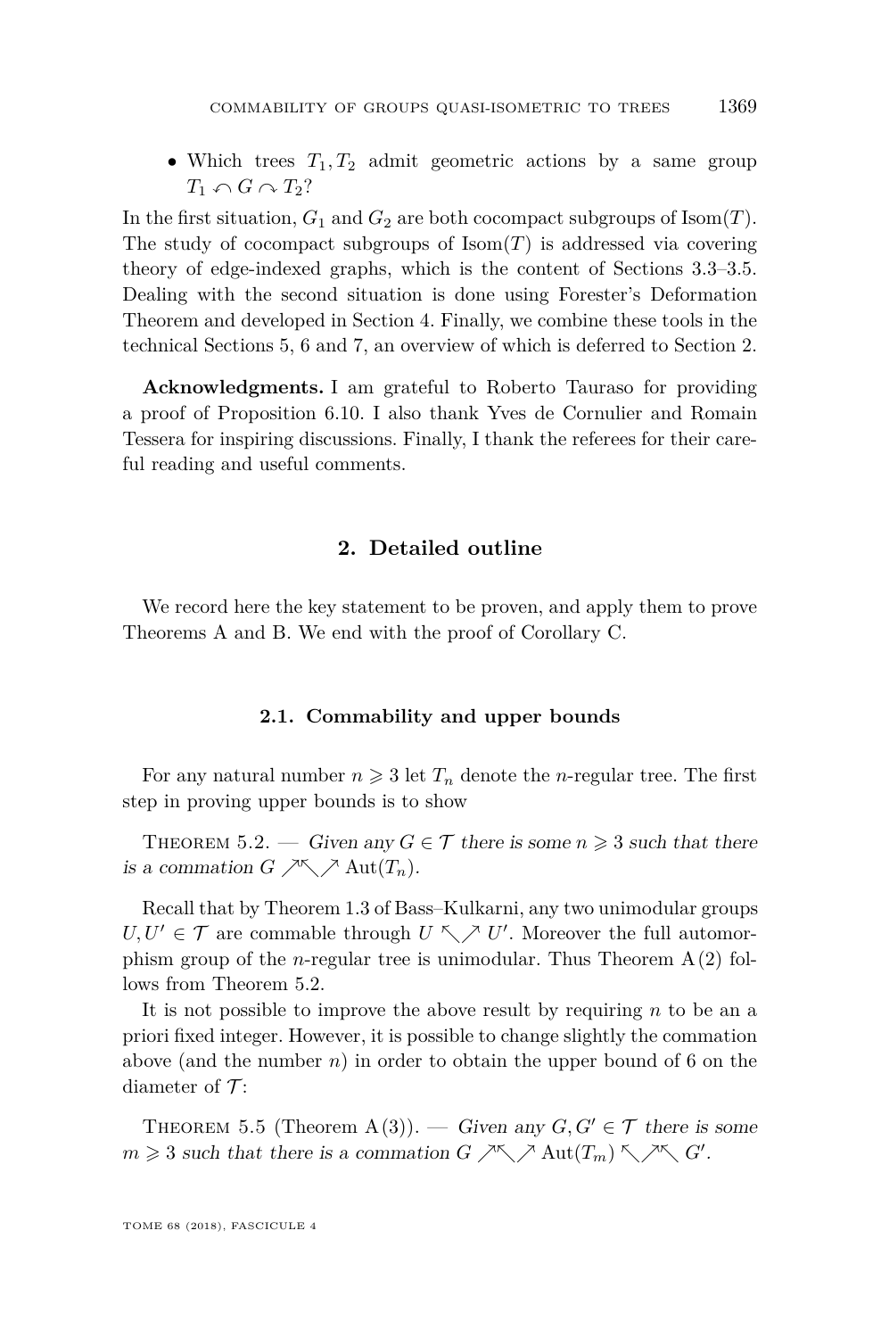- Which trees $T_1, T_2$ admit geometric actions by a same group $T_1 \curvearrowleft G \curvearrowright T_2$?

In the first situation, $G_1$ and $G_2$ are both cocompact subgroups of $\mathrm{Isom}(T)$. The study of cocompact subgroups of $\mathrm{Isom}(T)$ is addressed via covering theory of edge-indexed graphs, which is the content of Sections 3.3–3.5. Dealing with the second situation is done using Forester's Deformation Theorem and developed in Section 4. Finally, we combine these tools in the technical Sections 5, 6 and 7, an overview of which is deferred to Section 2.

**Acknowledgments.** I am grateful to Roberto Tauraso for providing a proof of Proposition 6.10. I also thank Yves de Cornulier and Romain Tessera for inspiring discussions. Finally, I thank the referees for their careful reading and useful comments.

## 2. Detailed outline

We record here the key statement to be proven, and apply them to prove Theorems A and B. We end with the proof of Corollary C.

### 2.1. Commability and upper bounds

For any natural number $n \geqslant 3$ let $T_n$ denote the $n$-regular tree. The first step in proving upper bounds is to show

Theorem 5.2. — *Given any $G \in \mathcal{T}$ there is some $n \geqslant 3$ such that there is a commation $G \nearrow\nwarrow\nearrow \mathrm{Aut}(T_n)$.*

Recall that by Theorem 1.3 of Bass–Kulkarni, any two unimodular groups $U, U' \in \mathcal{T}$ are commable through $U \nwarrow\nearrow U'$. Moreover the full automorphism group of the $n$-regular tree is unimodular. Thus Theorem A (2) follows from Theorem 5.2.

It is not possible to improve the above result by requiring $n$ to be an a priori fixed integer. However, it is possible to change slightly the commation above (and the number $n$) in order to obtain the upper bound of 6 on the diameter of $\mathcal{T}$:

Theorem 5.5 (Theorem A (3)). — *Given any $G, G' \in \mathcal{T}$ there is some $m \geqslant 3$ such that there is a commation $G \nearrow\nwarrow\nearrow \mathrm{Aut}(T_m) \nwarrow\nearrow\nwarrow G'$.*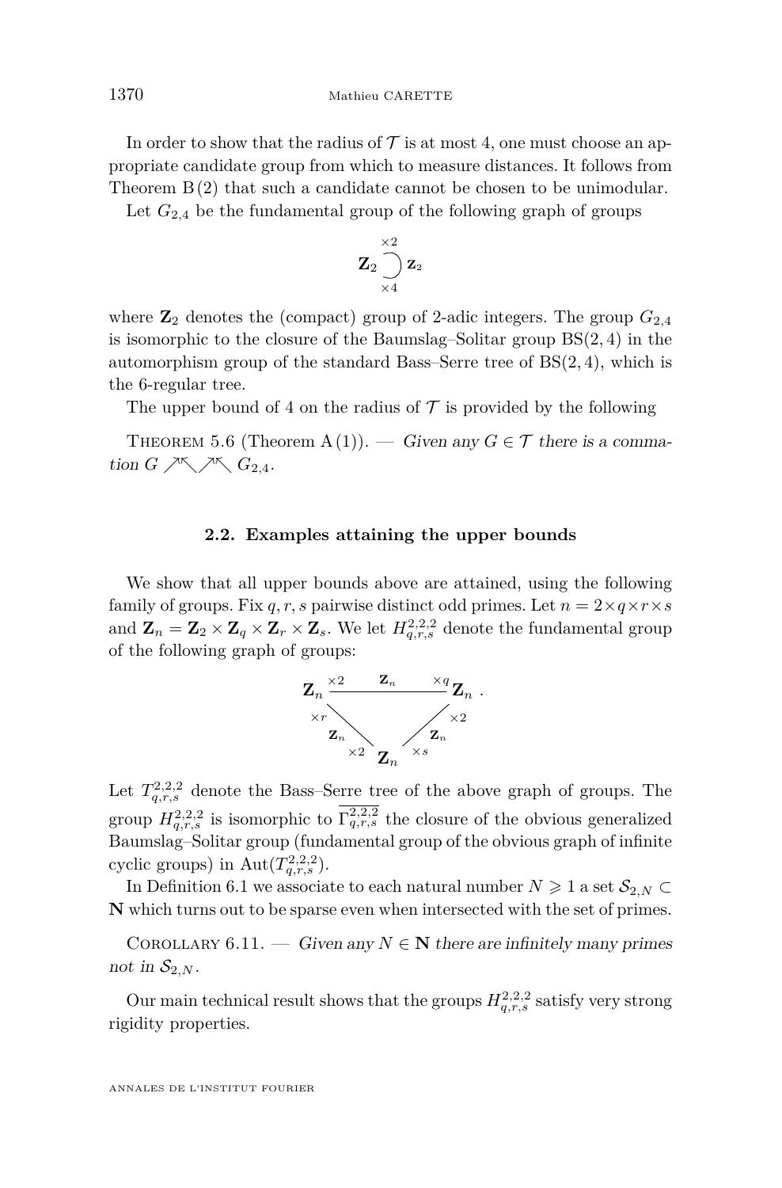In order to show that the radius of $\mathcal{T}$ is at most 4, one must choose an appropriate candidate group from which to measure distances. It follows from Theorem B (2) that such a candidate cannot be chosen to be unimodular.

Let $G_{2,4}$ be the fundamental group of the following graph of groups

$$\mathbf{Z}_2 \overset{\times 2}{\underset{\times 4}{\bigcirc}} \mathbf{Z}_2$$

where $\mathbf{Z}_2$ denotes the (compact) group of 2-adic integers. The group $G_{2,4}$ is isomorphic to the closure of the Baumslag–Solitar group $\mathrm{BS}(2,4)$ in the automorphism group of the standard Bass–Serre tree of $\mathrm{BS}(2,4)$, which is the 6-regular tree.

The upper bound of 4 on the radius of $\mathcal{T}$ is provided by the following

Theorem 5.6 (Theorem A (1)). — *Given any $G \in \mathcal{T}$ there is a commation $G \nearrow\!\!\nwarrow \nearrow\!\!\nwarrow G_{2,4}$.*

## 2.2. Examples attaining the upper bounds

We show that all upper bounds above are attained, using the following family of groups. Fix $q, r, s$ pairwise distinct odd primes. Let $n = 2 \times q \times r \times s$ and $\mathbf{Z}_n = \mathbf{Z}_2 \times \mathbf{Z}_q \times \mathbf{Z}_r \times \mathbf{Z}_s$. We let $H^{2,2,2}_{q,r,s}$ denote the fundamental group of the following graph of groups:

$$\begin{array}{ccc} \mathbf{Z}_n \overset{\times 2}{\quad} & \overset{\mathbf{Z}_n}{\text{———}} & \overset{\times q}{\quad} \mathbf{Z}_n \\ {\scriptstyle \times r} \searrow {\scriptstyle \mathbf{Z}_n} & & {\scriptstyle \mathbf{Z}_n} \nearrow {\scriptstyle \times 2} \\ & {\scriptstyle \times 2}\ \mathbf{Z}_n\ {\scriptstyle \times s} & \end{array}$$

Let $T^{2,2,2}_{q,r,s}$ denote the Bass–Serre tree of the above graph of groups. The group $H^{2,2,2}_{q,r,s}$ is isomorphic to $\overline{\Gamma^{2,2,2}_{q,r,s}}$ the closure of the obvious generalized Baumslag–Solitar group (fundamental group of the obvious graph of infinite cyclic groups) in $\mathrm{Aut}(T^{2,2,2}_{q,r,s})$.

In Definition 6.1 we associate to each natural number $N \geqslant 1$ a set $\mathcal{S}_{2,N} \subset \mathbf{N}$ which turns out to be sparse even when intersected with the set of primes.

Corollary 6.11. — *Given any $N \in \mathbf{N}$ there are infinitely many primes not in $\mathcal{S}_{2,N}$.*

Our main technical result shows that the groups $H^{2,2,2}_{q,r,s}$ satisfy very strong rigidity properties.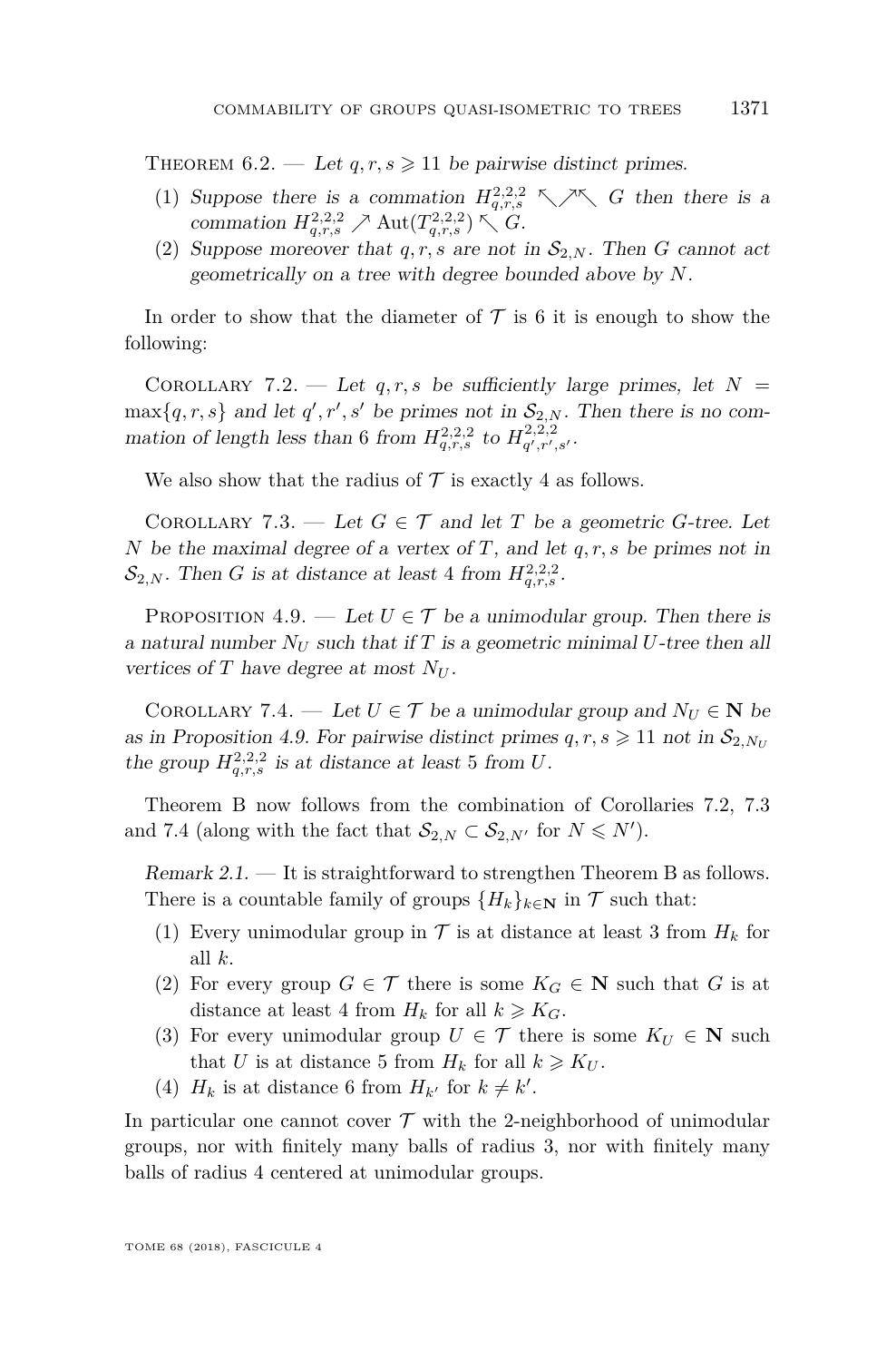Theorem 6.2. — *Let $q, r, s \geqslant 11$ be pairwise distinct primes.*

1. *Suppose there is a commation $H^{2,2,2}_{q,r,s} \nwarrow\nearrow\nwarrow G$ then there is a commation $H^{2,2,2}_{q,r,s} \nearrow \mathrm{Aut}(T^{2,2,2}_{q,r,s}) \nwarrow G$.*
2. *Suppose moreover that $q, r, s$ are not in $\mathcal{S}_{2,N}$. Then $G$ cannot act geometrically on a tree with degree bounded above by $N$.*

In order to show that the diameter of $\mathcal{T}$ is 6 it is enough to show the following:

Corollary 7.2. — *Let $q, r, s$ be sufficiently large primes, let $N = \max\{q, r, s\}$ and let $q', r', s'$ be primes not in $\mathcal{S}_{2,N}$. Then there is no commation of length less than 6 from $H^{2,2,2}_{q,r,s}$ to $H^{2,2,2}_{q',r',s'}$.*

We also show that the radius of $\mathcal{T}$ is exactly 4 as follows.

Corollary 7.3. — *Let $G \in \mathcal{T}$ and let $T$ be a geometric $G$-tree. Let $N$ be the maximal degree of a vertex of $T$, and let $q, r, s$ be primes not in $\mathcal{S}_{2,N}$. Then $G$ is at distance at least 4 from $H^{2,2,2}_{q,r,s}$.*

Proposition 4.9. — *Let $U \in \mathcal{T}$ be a unimodular group. Then there is a natural number $N_U$ such that if $T$ is a geometric minimal $U$-tree then all vertices of $T$ have degree at most $N_U$.*

Corollary 7.4. — *Let $U \in \mathcal{T}$ be a unimodular group and $N_U \in \mathbf{N}$ be as in Proposition 4.9. For pairwise distinct primes $q, r, s \geqslant 11$ not in $\mathcal{S}_{2,N_U}$ the group $H^{2,2,2}_{q,r,s}$ is at distance at least 5 from $U$.*

Theorem B now follows from the combination of Corollaries 7.2, 7.3 and 7.4 (along with the fact that $\mathcal{S}_{2,N} \subset \mathcal{S}_{2,N'}$ for $N \leqslant N'$).

*Remark 2.1.* — It is straightforward to strengthen Theorem B as follows. There is a countable family of groups $\{H_k\}_{k\in\mathbf{N}}$ in $\mathcal{T}$ such that:

1. Every unimodular group in $\mathcal{T}$ is at distance at least 3 from $H_k$ for all $k$.
2. For every group $G \in \mathcal{T}$ there is some $K_G \in \mathbf{N}$ such that $G$ is at distance at least 4 from $H_k$ for all $k \geqslant K_G$.
3. For every unimodular group $U \in \mathcal{T}$ there is some $K_U \in \mathbf{N}$ such that $U$ is at distance 5 from $H_k$ for all $k \geqslant K_U$.
4. $H_k$ is at distance 6 from $H_{k'}$ for $k \neq k'$.

In particular one cannot cover $\mathcal{T}$ with the 2-neighborhood of unimodular groups, nor with finitely many balls of radius 3, nor with finitely many balls of radius 4 centered at unimodular groups.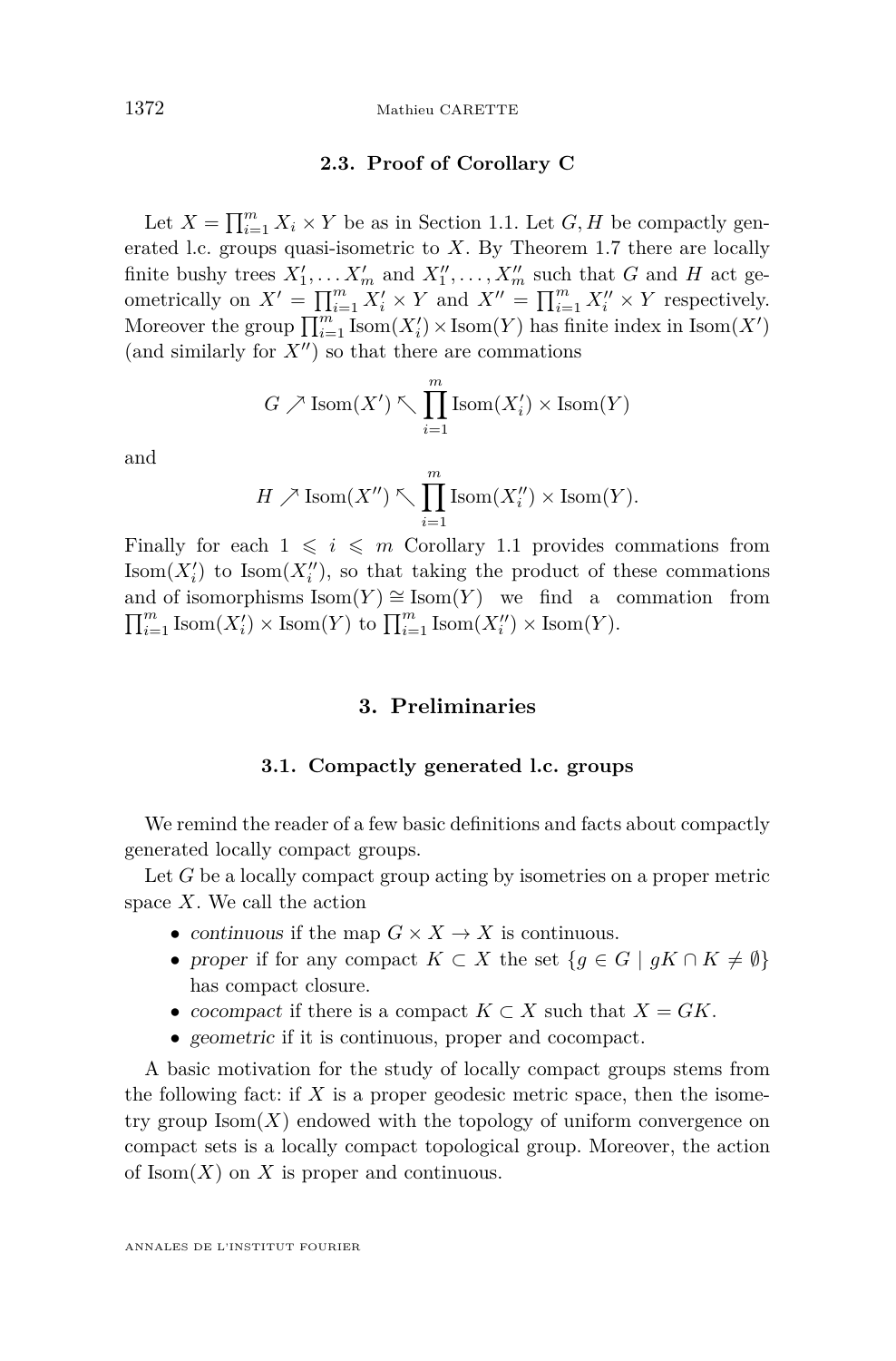### 2.3. Proof of Corollary C

Let $X = \prod_{i=1}^m X_i \times Y$ be as in Section 1.1. Let $G, H$ be compactly generated l.c. groups quasi-isometric to $X$. By Theorem 1.7 there are locally finite bushy trees $X'_1, \dots X'_m$ and $X''_1, \dots, X''_m$ such that $G$ and $H$ act geometrically on $X' = \prod_{i=1}^m X'_i \times Y$ and $X'' = \prod_{i=1}^m X''_i \times Y$ respectively. Moreover the group $\prod_{i=1}^m \mathrm{Isom}(X'_i) \times \mathrm{Isom}(Y)$ has finite index in $\mathrm{Isom}(X')$ (and similarly for $X''$) so that there are commations

$$G \nearrow \mathrm{Isom}(X') \nwarrow \prod_{i=1}^m \mathrm{Isom}(X'_i) \times \mathrm{Isom}(Y)$$

and

$$H \nearrow \mathrm{Isom}(X'') \nwarrow \prod_{i=1}^m \mathrm{Isom}(X''_i) \times \mathrm{Isom}(Y).$$

Finally for each $1 \leqslant i \leqslant m$ Corollary 1.1 provides commations from $\mathrm{Isom}(X'_i)$ to $\mathrm{Isom}(X''_i)$, so that taking the product of these commations and of isomorphisms $\mathrm{Isom}(Y) \cong \mathrm{Isom}(Y)$ we find a commation from $\prod_{i=1}^m \mathrm{Isom}(X'_i) \times \mathrm{Isom}(Y)$ to $\prod_{i=1}^m \mathrm{Isom}(X''_i) \times \mathrm{Isom}(Y)$.

## 3. Preliminaries

### 3.1. Compactly generated l.c. groups

We remind the reader of a few basic definitions and facts about compactly generated locally compact groups.

Let $G$ be a locally compact group acting by isometries on a proper metric space $X$. We call the action

- *continuous* if the map $G \times X \to X$ is continuous.
- *proper* if for any compact $K \subset X$ the set $\{g \in G \mid gK \cap K \neq \emptyset\}$ has compact closure.
- *cocompact* if there is a compact $K \subset X$ such that $X = GK$.
- *geometric* if it is continuous, proper and cocompact.

A basic motivation for the study of locally compact groups stems from the following fact: if $X$ is a proper geodesic metric space, then the isometry group $\mathrm{Isom}(X)$ endowed with the topology of uniform convergence on compact sets is a locally compact topological group. Moreover, the action of $\mathrm{Isom}(X)$ on $X$ is proper and continuous.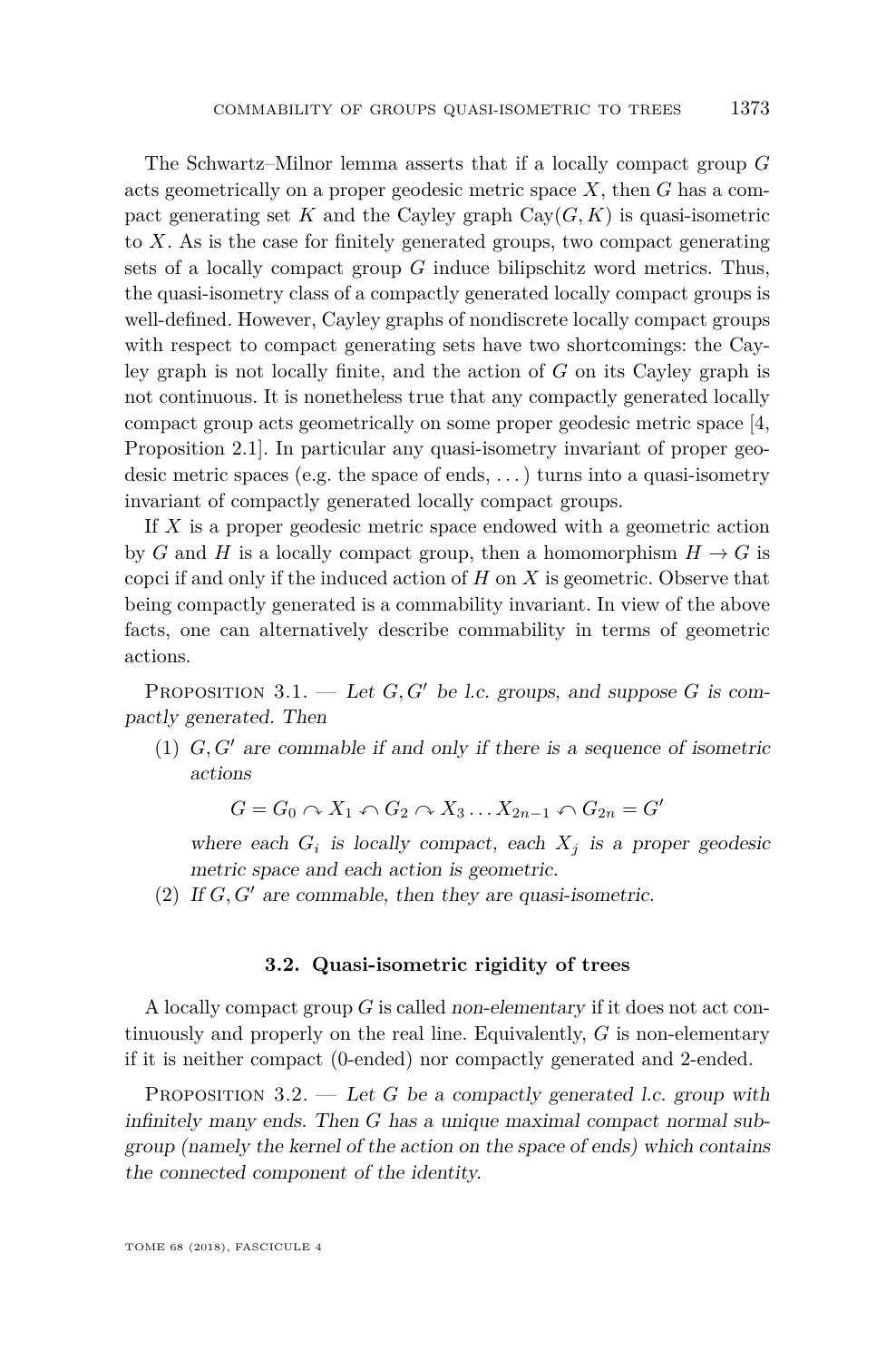The Schwartz–Milnor lemma asserts that if a locally compact group $G$ acts geometrically on a proper geodesic metric space $X$, then $G$ has a compact generating set $K$ and the Cayley graph $\mathrm{Cay}(G, K)$ is quasi-isometric to $X$. As is the case for finitely generated groups, two compact generating sets of a locally compact group $G$ induce bilipschitz word metrics. Thus, the quasi-isometry class of a compactly generated locally compact groups is well-defined. However, Cayley graphs of nondiscrete locally compact groups with respect to compact generating sets have two shortcomings: the Cayley graph is not locally finite, and the action of $G$ on its Cayley graph is not continuous. It is nonetheless true that any compactly generated locally compact group acts geometrically on some proper geodesic metric space [4, Proposition 2.1]. In particular any quasi-isometry invariant of proper geodesic metric spaces (e.g. the space of ends, ...) turns into a quasi-isometry invariant of compactly generated locally compact groups.

If $X$ is a proper geodesic metric space endowed with a geometric action by $G$ and $H$ is a locally compact group, then a homomorphism $H \to G$ is copci if and only if the induced action of $H$ on $X$ is geometric. Observe that being compactly generated is a commability invariant. In view of the above facts, one can alternatively describe commability in terms of geometric actions.

Proposition 3.1. — *Let $G, G'$ be l.c. groups, and suppose $G$ is compactly generated. Then*

1. *$G, G'$ are commable if and only if there is a sequence of isometric actions*

$$G = G_0 \curvearrowright X_1 \curvearrowleft G_2 \curvearrowright X_3 \dots X_{2n-1} \curvearrowleft G_{2n} = G'$$

   *where each $G_i$ is locally compact, each $X_j$ is a proper geodesic metric space and each action is geometric.*

2. *If $G, G'$ are commable, then they are quasi-isometric.*

### 3.2. Quasi-isometric rigidity of trees

A locally compact group $G$ is called *non-elementary* if it does not act continuously and properly on the real line. Equivalently, $G$ is non-elementary if it is neither compact (0-ended) nor compactly generated and 2-ended.

Proposition 3.2. — *Let $G$ be a compactly generated l.c. group with infinitely many ends. Then $G$ has a unique maximal compact normal subgroup (namely the kernel of the action on the space of ends) which contains the connected component of the identity.*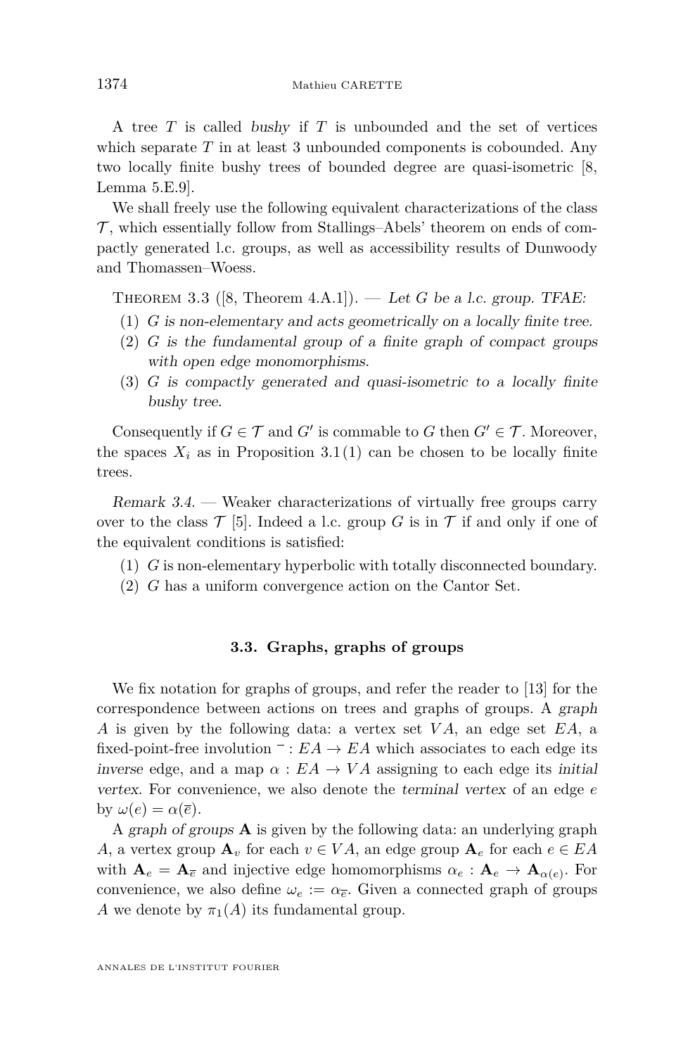A tree $T$ is called *bushy* if $T$ is unbounded and the set of vertices which separate $T$ in at least 3 unbounded components is cobounded. Any two locally finite bushy trees of bounded degree are quasi-isometric [8, Lemma 5.E.9].

We shall freely use the following equivalent characterizations of the class $\mathcal{T}$, which essentially follow from Stallings–Abels' theorem on ends of compactly generated l.c. groups, as well as accessibility results of Dunwoody and Thomassen–Woess.

Theorem 3.3 ([8, Theorem 4.A.1]). — *Let $G$ be a l.c. group. TFAE:*

1. *$G$ is non-elementary and acts geometrically on a locally finite tree.*
2. *$G$ is the fundamental group of a finite graph of compact groups with open edge monomorphisms.*
3. *$G$ is compactly generated and quasi-isometric to a locally finite bushy tree.*

Consequently if $G \in \mathcal{T}$ and $G'$ is commable to $G$ then $G' \in \mathcal{T}$. Moreover, the spaces $X_i$ as in Proposition 3.1 (1) can be chosen to be locally finite trees.

*Remark 3.4.* — Weaker characterizations of virtually free groups carry over to the class $\mathcal{T}$ [5]. Indeed a l.c. group $G$ is in $\mathcal{T}$ if and only if one of the equivalent conditions is satisfied:

1. $G$ is non-elementary hyperbolic with totally disconnected boundary.
2. $G$ has a uniform convergence action on the Cantor Set.

### 3.3. Graphs, graphs of groups

We fix notation for graphs of groups, and refer the reader to [13] for the correspondence between actions on trees and graphs of groups. A *graph* $A$ is given by the following data: a vertex set $VA$, an edge set $EA$, a fixed-point-free involution $^{-} : EA \to EA$ which associates to each edge its *inverse* edge, and a map $\alpha : EA \to VA$ assigning to each edge its *initial vertex*. For convenience, we also denote the *terminal vertex* of an edge $e$ by $\omega(e) = \alpha(\overline{e})$.

A *graph of groups* $\mathbf{A}$ is given by the following data: an underlying graph $A$, a vertex group $\mathbf{A}_v$ for each $v \in VA$, an edge group $\mathbf{A}_e$ for each $e \in EA$ with $\mathbf{A}_e = \mathbf{A}_{\overline{e}}$ and injective edge homomorphisms $\alpha_e : \mathbf{A}_e \to \mathbf{A}_{\alpha(e)}$. For convenience, we also define $\omega_e := \alpha_{\overline{e}}$. Given a connected graph of groups $A$ we denote by $\pi_1(A)$ its fundamental group.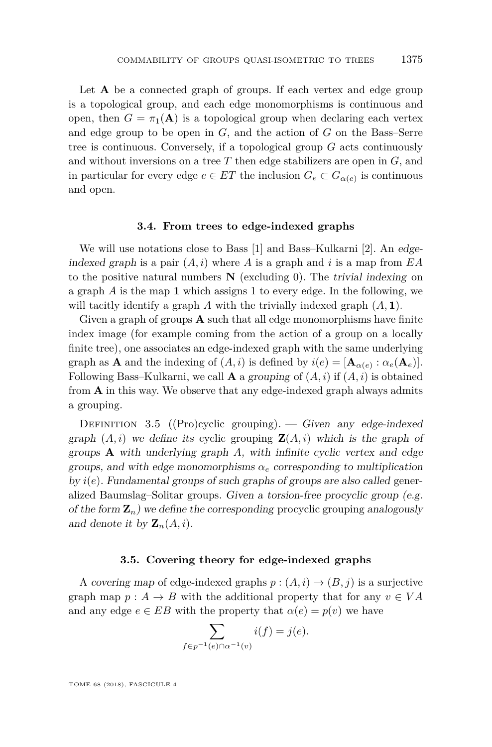Let $\mathbf{A}$ be a connected graph of groups. If each vertex and edge group is a topological group, and each edge monomorphisms is continuous and open, then $G = \pi_1(\mathbf{A})$ is a topological group when declaring each vertex and edge group to be open in $G$, and the action of $G$ on the Bass–Serre tree is continuous. Conversely, if a topological group $G$ acts continuously and without inversions on a tree $T$ then edge stabilizers are open in $G$, and in particular for every edge $e \in ET$ the inclusion $G_e \subset G_{\alpha(e)}$ is continuous and open.

### 3.4. From trees to edge-indexed graphs

We will use notations close to Bass [1] and Bass–Kulkarni [2]. An *edge-indexed graph* is a pair $(A, i)$ where $A$ is a graph and $i$ is a map from $EA$ to the positive natural numbers $\mathbf{N}$ (excluding 0). The *trivial indexing* on a graph $A$ is the map $\mathbf{1}$ which assigns 1 to every edge. In the following, we will tacitly identify a graph $A$ with the trivially indexed graph $(A, \mathbf{1})$.

Given a graph of groups $\mathbf{A}$ such that all edge monomorphisms have finite index image (for example coming from the action of a group on a locally finite tree), one associates an edge-indexed graph with the same underlying graph as $\mathbf{A}$ and the indexing of $(A, i)$ is defined by $i(e) = [\mathbf{A}_{\alpha(e)} : \alpha_e(\mathbf{A}_e)]$. Following Bass–Kulkarni, we call $\mathbf{A}$ a *grouping* of $(A, i)$ if $(A, i)$ is obtained from $\mathbf{A}$ in this way. We observe that any edge-indexed graph always admits a grouping.

Definition 3.5 ((Pro)cyclic grouping). — *Given any edge-indexed graph $(A, i)$ we define its* cyclic grouping $\mathbf{Z}(A, i)$ *which is the graph of groups $\mathbf{A}$ with underlying graph $A$, with infinite cyclic vertex and edge groups, and with edge monomorphisms $\alpha_e$ corresponding to multiplication by $i(e)$. Fundamental groups of such graphs of groups are also called* generalized Baumslag–Solitar groups*. Given a torsion-free procyclic group (e.g. of the form $\mathbf{Z}_n$) we define the corresponding* procyclic grouping *analogously and denote it by $\mathbf{Z}_n(A, i)$.*

### 3.5. Covering theory for edge-indexed graphs

A *covering map* of edge-indexed graphs $p : (A, i) \to (B, j)$ is a surjective graph map $p : A \to B$ with the additional property that for any $v \in VA$ and any edge $e \in EB$ with the property that $\alpha(e) = p(v)$ we have

$$\sum_{f \in p^{-1}(e) \cap \alpha^{-1}(v)} i(f) = j(e).$$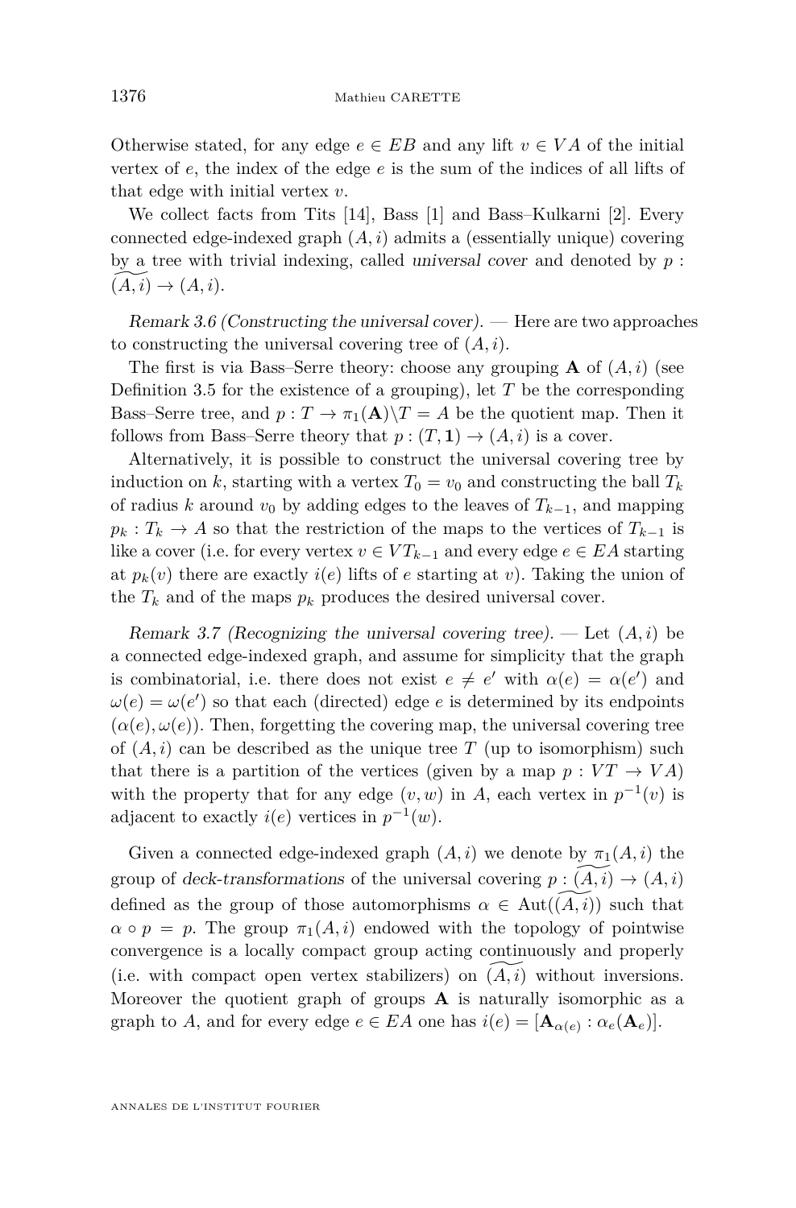Otherwise stated, for any edge $e \in EB$ and any lift $v \in VA$ of the initial vertex of $e$, the index of the edge $e$ is the sum of the indices of all lifts of that edge with initial vertex $v$.

We collect facts from Tits [14], Bass [1] and Bass–Kulkarni [2]. Every connected edge-indexed graph $(A, i)$ admits a (essentially unique) covering by a tree with trivial indexing, called *universal cover* and denoted by $p : \widetilde{(A,i)} \to (A, i)$.

*Remark 3.6 (Constructing the universal cover).* — Here are two approaches to constructing the universal covering tree of $(A, i)$.

The first is via Bass–Serre theory: choose any grouping $\mathbf{A}$ of $(A, i)$ (see Definition 3.5 for the existence of a grouping), let $T$ be the corresponding Bass–Serre tree, and $p : T \to \pi_1(\mathbf{A})\backslash T = A$ be the quotient map. Then it follows from Bass–Serre theory that $p : (T, \mathbf{1}) \to (A, i)$ is a cover.

Alternatively, it is possible to construct the universal covering tree by induction on $k$, starting with a vertex $T_0 = v_0$ and constructing the ball $T_k$ of radius $k$ around $v_0$ by adding edges to the leaves of $T_{k-1}$, and mapping $p_k : T_k \to A$ so that the restriction of the maps to the vertices of $T_{k-1}$ is like a cover (i.e. for every vertex $v \in VT_{k-1}$ and every edge $e \in EA$ starting at $p_k(v)$ there are exactly $i(e)$ lifts of $e$ starting at $v$). Taking the union of the $T_k$ and of the maps $p_k$ produces the desired universal cover.

*Remark 3.7 (Recognizing the universal covering tree).* — Let $(A, i)$ be a connected edge-indexed graph, and assume for simplicity that the graph is combinatorial, i.e. there does not exist $e \neq e'$ with $\alpha(e) = \alpha(e')$ and $\omega(e) = \omega(e')$ so that each (directed) edge $e$ is determined by its endpoints $(\alpha(e), \omega(e))$. Then, forgetting the covering map, the universal covering tree of $(A, i)$ can be described as the unique tree $T$ (up to isomorphism) such that there is a partition of the vertices (given by a map $p : VT \to VA$) with the property that for any edge $(v, w)$ in $A$, each vertex in $p^{-1}(v)$ is adjacent to exactly $i(e)$ vertices in $p^{-1}(w)$.

Given a connected edge-indexed graph $(A, i)$ we denote by $\pi_1(A, i)$ the group of *deck-transformations* of the universal covering $p : \widetilde{(A,i)} \to (A, i)$ defined as the group of those automorphisms $\alpha \in \mathrm{Aut}(\widetilde{(A,i)})$ such that $\alpha \circ p = p$. The group $\pi_1(A, i)$ endowed with the topology of pointwise convergence is a locally compact group acting continuously and properly (i.e. with compact open vertex stabilizers) on $\widetilde{(A,i)}$ without inversions. Moreover the quotient graph of groups $\mathbf{A}$ is naturally isomorphic as a graph to $A$, and for every edge $e \in EA$ one has $i(e) = [\mathbf{A}_{\alpha(e)} : \alpha_e(\mathbf{A}_e)]$.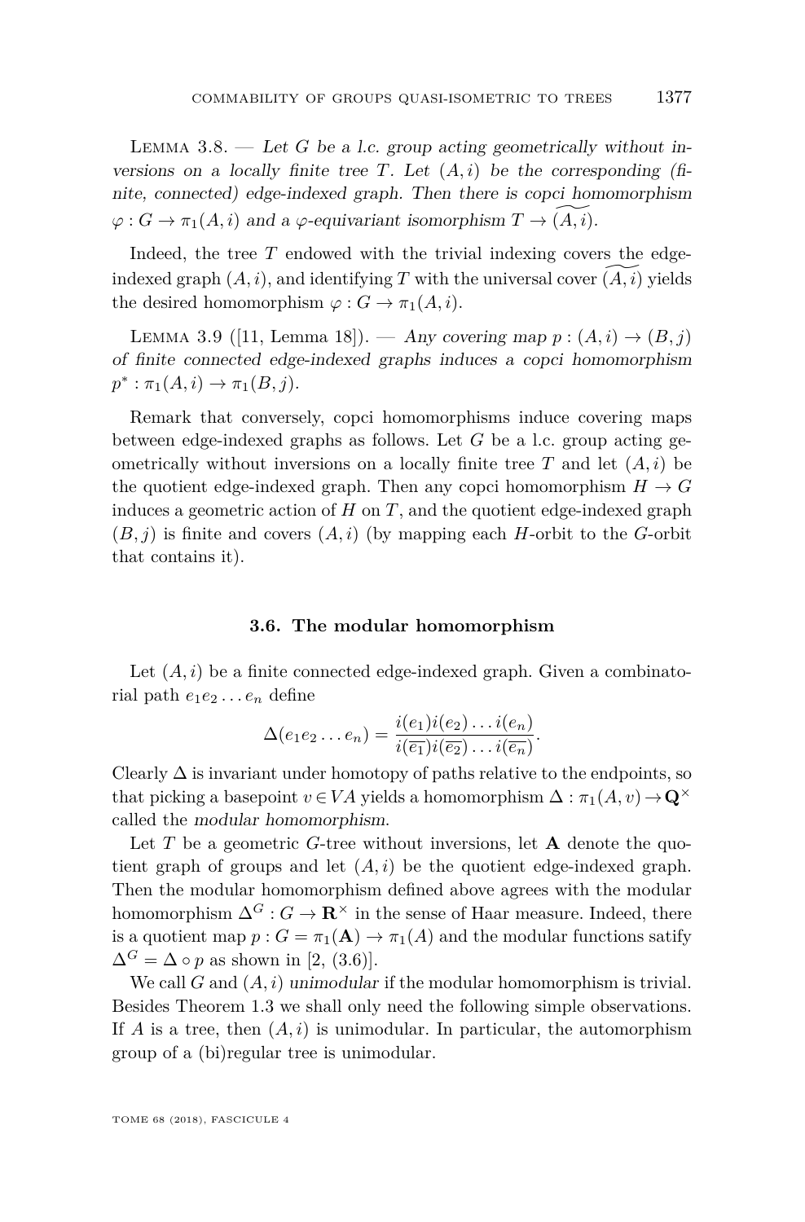Lemma 3.8. — *Let $G$ be a l.c. group acting geometrically without inversions on a locally finite tree $T$. Let $(A, i)$ be the corresponding (finite, connected) edge-indexed graph. Then there is copci homomorphism $\varphi : G \to \pi_1(A, i)$ and a $\varphi$-equivariant isomorphism $T \to \widetilde{(A, i)}$.*

Indeed, the tree $T$ endowed with the trivial indexing covers the edge-indexed graph $(A, i)$, and identifying $T$ with the universal cover $\widetilde{(A, i)}$ yields the desired homomorphism $\varphi : G \to \pi_1(A, i)$.

Lemma 3.9 ([11, Lemma 18]). — *Any covering map $p : (A, i) \to (B, j)$ of finite connected edge-indexed graphs induces a copci homomorphism $p^* : \pi_1(A, i) \to \pi_1(B, j)$.*

Remark that conversely, copci homomorphisms induce covering maps between edge-indexed graphs as follows. Let $G$ be a l.c. group acting geometrically without inversions on a locally finite tree $T$ and let $(A, i)$ be the quotient edge-indexed graph. Then any copci homomorphism $H \to G$ induces a geometric action of $H$ on $T$, and the quotient edge-indexed graph $(B, j)$ is finite and covers $(A, i)$ (by mapping each $H$-orbit to the $G$-orbit that contains it).

### 3.6. The modular homomorphism

Let $(A, i)$ be a finite connected edge-indexed graph. Given a combinatorial path $e_1 e_2 \dots e_n$ define

$$\Delta(e_1 e_2 \dots e_n) = \frac{i(e_1) i(e_2) \dots i(e_n)}{i(\overline{e_1}) i(\overline{e_2}) \dots i(\overline{e_n})}.$$

Clearly $\Delta$ is invariant under homotopy of paths relative to the endpoints, so that picking a basepoint $v \in VA$ yields a homomorphism $\Delta : \pi_1(A, v) \to \mathbf{Q}^\times$ called the *modular homomorphism*.

Let $T$ be a geometric $G$-tree without inversions, let $\mathbf{A}$ denote the quotient graph of groups and let $(A, i)$ be the quotient edge-indexed graph. Then the modular homomorphism defined above agrees with the modular homomorphism $\Delta^G : G \to \mathbf{R}^\times$ in the sense of Haar measure. Indeed, there is a quotient map $p : G = \pi_1(\mathbf{A}) \to \pi_1(A)$ and the modular functions satisfy $\Delta^G = \Delta \circ p$ as shown in [2, (3.6)].

We call $G$ and $(A, i)$ *unimodular* if the modular homomorphism is trivial. Besides Theorem 1.3 we shall only need the following simple observations. If $A$ is a tree, then $(A, i)$ is unimodular. In particular, the automorphism group of a (bi)regular tree is unimodular.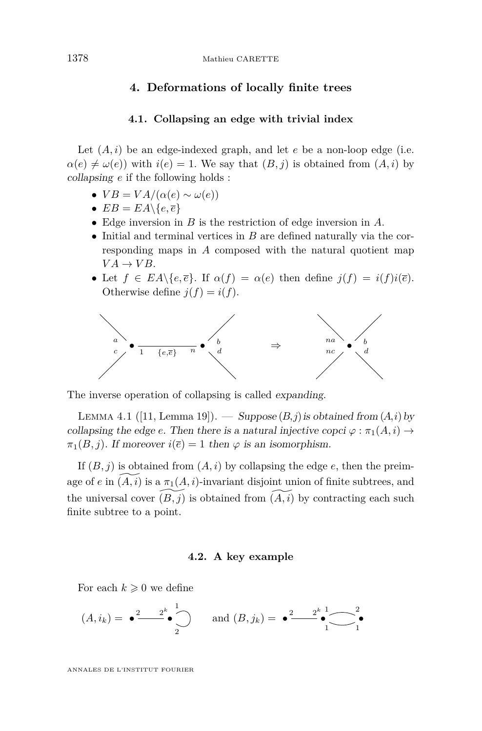## 4. Deformations of locally finite trees

### 4.1. Collapsing an edge with trivial index

Let $(A, i)$ be an edge-indexed graph, and let $e$ be a non-loop edge (i.e. $\alpha(e) \neq \omega(e)$) with $i(e) = 1$. We say that $(B, j)$ is obtained from $(A, i)$ by *collapsing* $e$ if the following holds :

- $VB = VA/(\alpha(e) \sim \omega(e))$
- $EB = EA \backslash \{e, \overline{e}\}$
- Edge inversion in $B$ is the restriction of edge inversion in $A$.
- Initial and terminal vertices in $B$ are defined naturally via the corresponding maps in $A$ composed with the natural quotient map $VA \to VB$.
- Let $f \in EA \backslash \{e, \overline{e}\}$. If $\alpha(f) = \alpha(e)$ then define $j(f) = i(f)i(\overline{e})$. Otherwise define $j(f) = i(f)$.

a
c
1
$\{e,\overline{e}\}$
$n$
b
d
$\Rightarrow$
$na$
$nc$
b
d

The inverse operation of collapsing is called *expanding*.

Lemma 4.1 ([11, Lemma 19]). — *Suppose $(B, j)$ is obtained from $(A, i)$ by collapsing the edge $e$. Then there is a natural injective copci $\varphi : \pi_1(A, i) \to \pi_1(B, j)$. If moreover $i(\overline{e}) = 1$ then $\varphi$ is an isomorphism.*

If $(B, j)$ is obtained from $(A, i)$ by collapsing the edge $e$, then the preimage of $e$ in $\widetilde{(A, i)}$ is a $\pi_1(A, i)$-invariant disjoint union of finite subtrees, and the universal cover $\widetilde{(B, j)}$ is obtained from $\widetilde{(A, i)}$ by contracting each such finite subtree to a point.

### 4.2. A key example

For each $k \geqslant 0$ we define

$(A, i_k) =$ • $2$ —— $2^k$ • (loop with indices $1$, $2$) and $(B, j_k) =$ • $2$ —— $2^k$ • (two edges with indices $1$, $2$ and $1$, $1$) •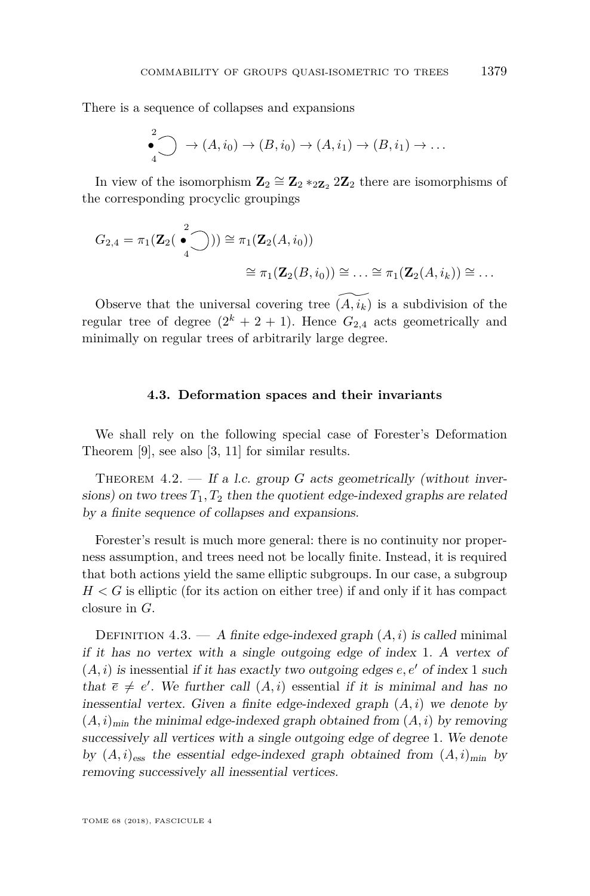There is a sequence of collapses and expansions

$$\overset{2}{\underset{4}{\bullet}}\!\!\circlearrowright \to (A, i_0) \to (B, i_0) \to (A, i_1) \to (B, i_1) \to \dots$$

In view of the isomorphism $\mathbf{Z}_2 \cong \mathbf{Z}_2 *_{2\mathbf{Z}_2} 2\mathbf{Z}_2$ there are isomorphisms of the corresponding procyclic groupings

$$G_{2,4} = \pi_1(\mathbf{Z}_2(\overset{2}{\underset{4}{\bullet}}\!\!\circlearrowright)) \cong \pi_1(\mathbf{Z}_2(A, i_0))$$
$$\cong \pi_1(\mathbf{Z}_2(B, i_0)) \cong \dots \cong \pi_1(\mathbf{Z}_2(A, i_k)) \cong \dots$$

Observe that the universal covering tree $\widetilde{(A, i_k)}$ is a subdivision of the regular tree of degree $(2^k + 2 + 1)$. Hence $G_{2,4}$ acts geometrically and minimally on regular trees of arbitrarily large degree.

### 4.3. Deformation spaces and their invariants

We shall rely on the following special case of Forester's Deformation Theorem [9], see also [3, 11] for similar results.

Theorem 4.2. — *If a l.c. group $G$ acts geometrically (without inversions) on two trees $T_1, T_2$ then the quotient edge-indexed graphs are related by a finite sequence of collapses and expansions.*

Forester's result is much more general: there is no continuity nor properness assumption, and trees need not be locally finite. Instead, it is required that both actions yield the same elliptic subgroups. In our case, a subgroup $H < G$ is elliptic (for its action on either tree) if and only if it has compact closure in $G$.

Definition 4.3. — *A finite edge-indexed graph $(A, i)$ is called* minimal *if it has no vertex with a single outgoing edge of index 1. A vertex of $(A, i)$ is* inessential *if it has exactly two outgoing edges $e, e'$ of index 1 such that $\overline{e} \neq e'$. We further call $(A, i)$* essential *if it is minimal and has no inessential vertex. Given a finite edge-indexed graph $(A, i)$ we denote by $(A, i)_{min}$ the minimal edge-indexed graph obtained from $(A, i)$ by removing successively all vertices with a single outgoing edge of degree 1. We denote by $(A, i)_{ess}$ the essential edge-indexed graph obtained from $(A, i)_{min}$ by removing successively all inessential vertices.*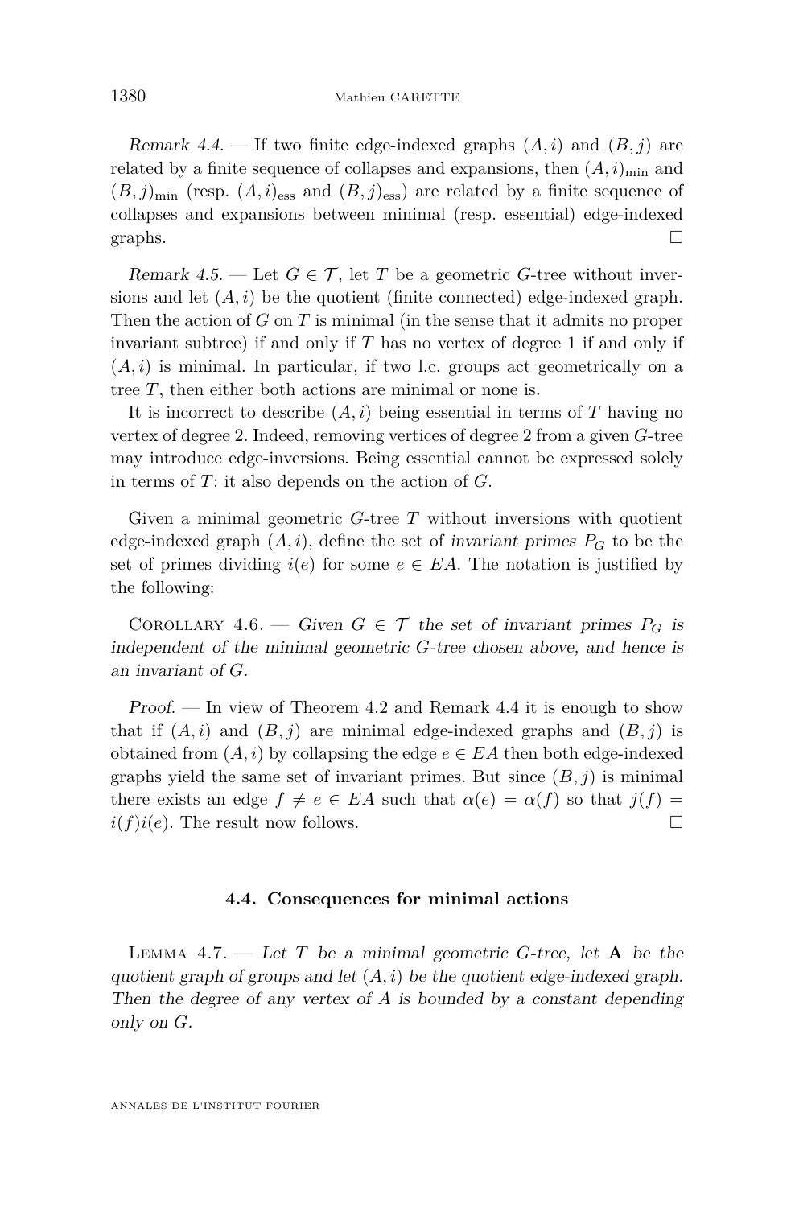*Remark 4.4.* — If two finite edge-indexed graphs $(A, i)$ and $(B, j)$ are related by a finite sequence of collapses and expansions, then $(A, i)_{\min}$ and $(B, j)_{\min}$ (resp. $(A, i)_{\text{ess}}$ and $(B, j)_{\text{ess}}$) are related by a finite sequence of collapses and expansions between minimal (resp. essential) edge-indexed graphs. □

*Remark 4.5.* — Let $G \in \mathcal{T}$, let $T$ be a geometric $G$-tree without inversions and let $(A, i)$ be the quotient (finite connected) edge-indexed graph. Then the action of $G$ on $T$ is minimal (in the sense that it admits no proper invariant subtree) if and only if $T$ has no vertex of degree 1 if and only if $(A, i)$ is minimal. In particular, if two l.c. groups act geometrically on a tree $T$, then either both actions are minimal or none is.

It is incorrect to describe $(A, i)$ being essential in terms of $T$ having no vertex of degree 2. Indeed, removing vertices of degree 2 from a given $G$-tree may introduce edge-inversions. Being essential cannot be expressed solely in terms of $T$: it also depends on the action of $G$.

Given a minimal geometric $G$-tree $T$ without inversions with quotient edge-indexed graph $(A, i)$, define the set of *invariant primes* $P_G$ to be the set of primes dividing $i(e)$ for some $e \in EA$. The notation is justified by the following:

Corollary 4.6. — *Given $G \in \mathcal{T}$ the set of invariant primes $P_G$ is independent of the minimal geometric $G$-tree chosen above, and hence is an invariant of $G$.*

*Proof.* — In view of Theorem 4.2 and Remark 4.4 it is enough to show that if $(A, i)$ and $(B, j)$ are minimal edge-indexed graphs and $(B, j)$ is obtained from $(A, i)$ by collapsing the edge $e \in EA$ then both edge-indexed graphs yield the same set of invariant primes. But since $(B, j)$ is minimal there exists an edge $f \neq e \in EA$ such that $\alpha(e) = \alpha(f)$ so that $j(f) = i(f)i(\overline{e})$. The result now follows. □

### 4.4. Consequences for minimal actions

Lemma 4.7. — *Let $T$ be a minimal geometric $G$-tree, let $\mathbf{A}$ be the quotient graph of groups and let $(A, i)$ be the quotient edge-indexed graph. Then the degree of any vertex of $A$ is bounded by a constant depending only on $G$.*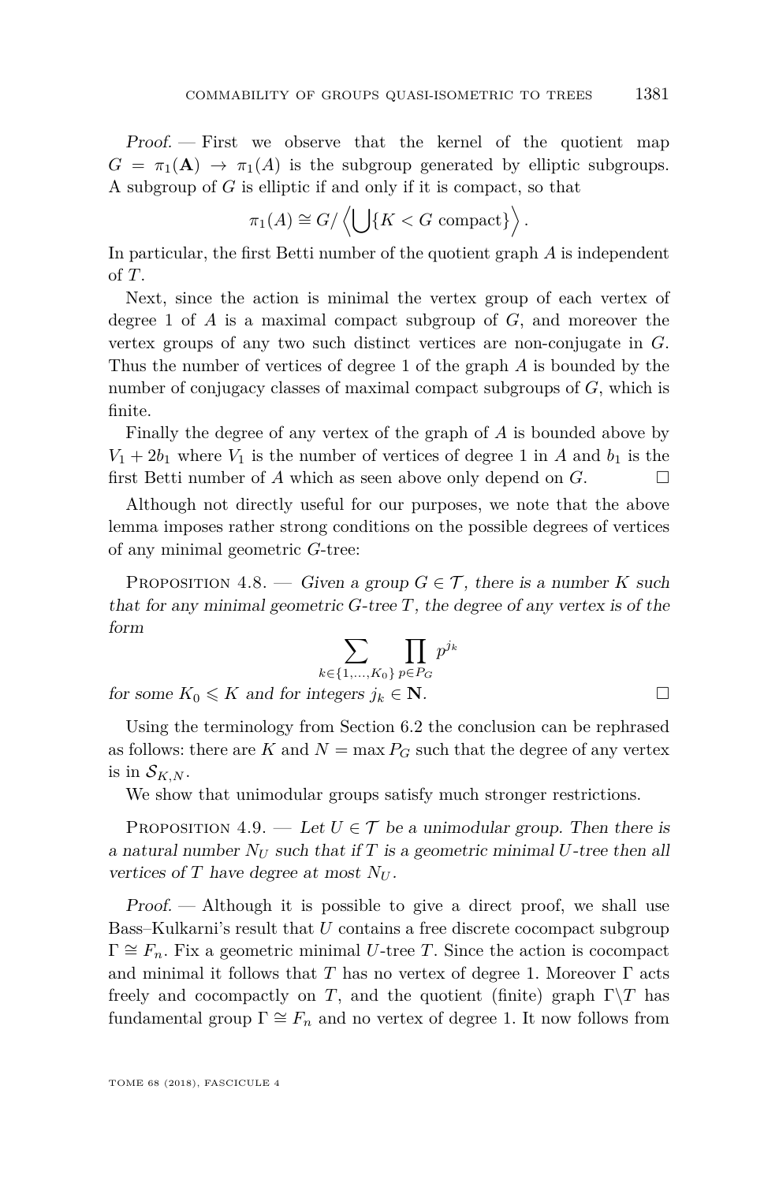*Proof.* — First we observe that the kernel of the quotient map $G = \pi_1(\mathbf{A}) \to \pi_1(A)$ is the subgroup generated by elliptic subgroups. A subgroup of $G$ is elliptic if and only if it is compact, so that

$$\pi_1(A) \cong G/\left\langle \bigcup\{K < G \text{ compact}\}\right\rangle.$$

In particular, the first Betti number of the quotient graph $A$ is independent of $T$.

Next, since the action is minimal the vertex group of each vertex of degree 1 of $A$ is a maximal compact subgroup of $G$, and moreover the vertex groups of any two such distinct vertices are non-conjugate in $G$. Thus the number of vertices of degree 1 of the graph $A$ is bounded by the number of conjugacy classes of maximal compact subgroups of $G$, which is finite.

Finally the degree of any vertex of the graph of $A$ is bounded above by $V_1 + 2b_1$ where $V_1$ is the number of vertices of degree 1 in $A$ and $b_1$ is the first Betti number of $A$ which as seen above only depend on $G$. □

Although not directly useful for our purposes, we note that the above lemma imposes rather strong conditions on the possible degrees of vertices of any minimal geometric $G$-tree:

Proposition 4.8. — *Given a group $G \in \mathcal{T}$, there is a number $K$ such that for any minimal geometric $G$-tree $T$, the degree of any vertex is of the form*

$$\sum_{k\in\{1,\dots,K_0\}} \prod_{p\in P_G} p^{j_k}$$

*for some $K_0 \leqslant K$ and for integers $j_k \in \mathbf{N}$.* □

Using the terminology from Section 6.2 the conclusion can be rephrased as follows: there are $K$ and $N = \max P_G$ such that the degree of any vertex is in $\mathcal{S}_{K,N}$.

We show that unimodular groups satisfy much stronger restrictions.

Proposition 4.9. — *Let $U \in \mathcal{T}$ be a unimodular group. Then there is a natural number $N_U$ such that if $T$ is a geometric minimal $U$-tree then all vertices of $T$ have degree at most $N_U$.*

*Proof.* — Although it is possible to give a direct proof, we shall use Bass–Kulkarni's result that $U$ contains a free discrete cocompact subgroup $\Gamma \cong F_n$. Fix a geometric minimal $U$-tree $T$. Since the action is cocompact and minimal it follows that $T$ has no vertex of degree 1. Moreover $\Gamma$ acts freely and cocompactly on $T$, and the quotient (finite) graph $\Gamma\backslash T$ has fundamental group $\Gamma \cong F_n$ and no vertex of degree 1. It now follows from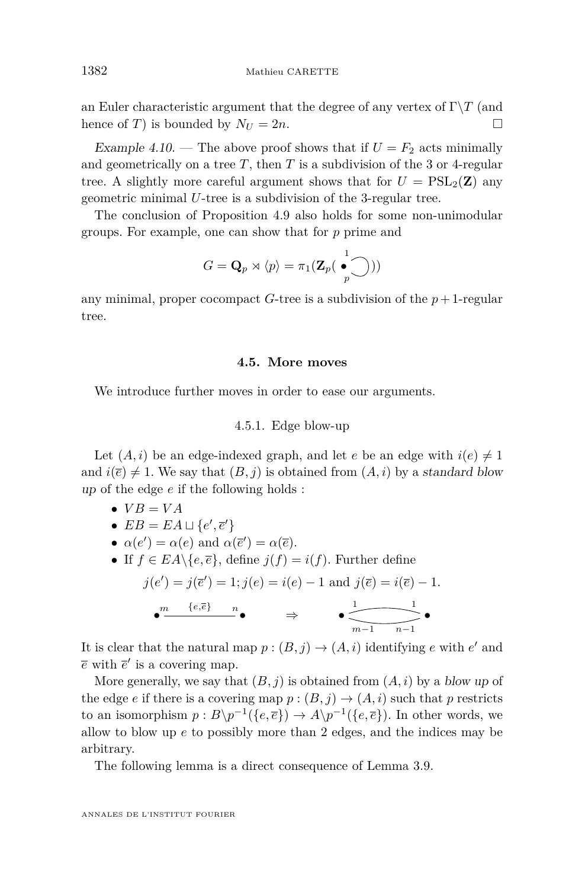an Euler characteristic argument that the degree of any vertex of $\Gamma\backslash T$ (and hence of $T$) is bounded by $N_U = 2n$. □

*Example 4.10.* — The above proof shows that if $U = F_2$ acts minimally and geometrically on a tree $T$, then $T$ is a subdivision of the 3 or 4-regular tree. A slightly more careful argument shows that for $U = \mathrm{PSL}_2(\mathbf{Z})$ any geometric minimal $U$-tree is a subdivision of the 3-regular tree.

The conclusion of Proposition 4.9 also holds for some non-unimodular groups. For example, one can show that for $p$ prime and

$$G = \mathbf{Q}_p \rtimes \langle p \rangle = \pi_1(\mathbf{Z}_p(\overset{1}{\underset{p}{\bullet}}\!\!\circlearrowright))$$

any minimal, proper cocompact $G$-tree is a subdivision of the $p+1$-regular tree.

## 4.5. More moves

We introduce further moves in order to ease our arguments.

### 4.5.1. Edge blow-up

Let $(A, i)$ be an edge-indexed graph, and let $e$ be an edge with $i(e) \neq 1$ and $i(\overline{e}) \neq 1$. We say that $(B, j)$ is obtained from $(A, i)$ by a *standard blow up* of the edge $e$ if the following holds :

- $VB = VA$
- $EB = EA \sqcup \{e', \overline{e}'\}$
- $\alpha(e') = \alpha(e)$ and $\alpha(\overline{e}') = \alpha(\overline{e})$.
- If $f \in EA \backslash \{e, \overline{e}\}$, define $j(f) = i(f)$. Further define

$$j(e') = j(\overline{e}') = 1; j(e) = i(e) - 1 \text{ and } j(\overline{e}) = i(\overline{e}) - 1.$$

$$\bullet \overset{m \quad \{e,\overline{e}\} \quad n}{\overline{\qquad\qquad\qquad}} \bullet \qquad \Rightarrow \qquad \bullet \overset{1 \qquad\qquad 1}{\underset{m-1 \qquad n-1}{\rightleftharpoons}} \bullet$$

It is clear that the natural map $p : (B, j) \to (A, i)$ identifying $e$ with $e'$ and $\overline{e}$ with $\overline{e}'$ is a covering map.

More generally, we say that $(B, j)$ is obtained from $(A, i)$ by a *blow up* of the edge $e$ if there is a covering map $p : (B, j) \to (A, i)$ such that $p$ restricts to an isomorphism $p : B\backslash p^{-1}(\{e, \overline{e}\}) \to A\backslash p^{-1}(\{e, \overline{e}\})$. In other words, we allow to blow up $e$ to possibly more than 2 edges, and the indices may be arbitrary.

The following lemma is a direct consequence of Lemma 3.9.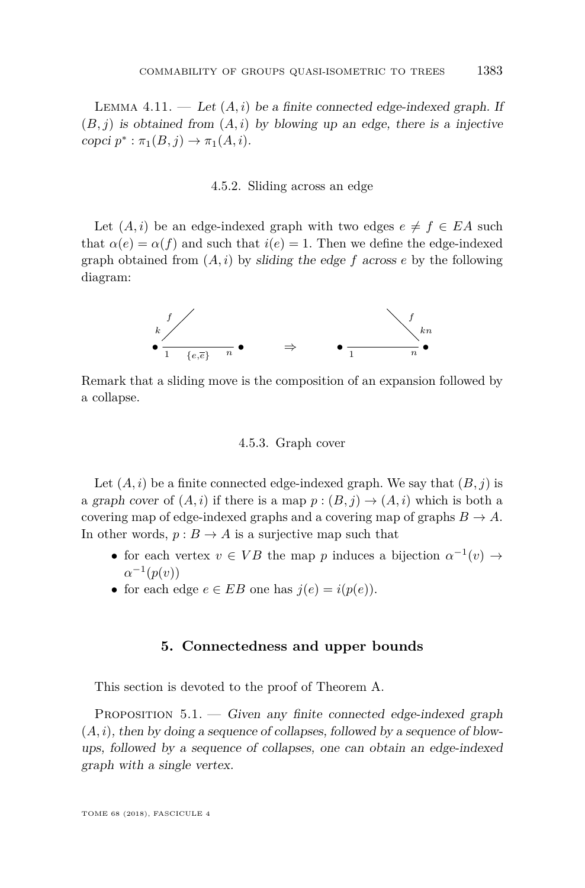Lemma 4.11. — *Let $(A, i)$ be a finite connected edge-indexed graph. If $(B, j)$ is obtained from $(A, i)$ by blowing up an edge, there is a injective copci $p^* : \pi_1(B, j) \to \pi_1(A, i)$.*

#### 4.5.2. Sliding across an edge

Let $(A, i)$ be an edge-indexed graph with two edges $e \neq f \in EA$ such that $\alpha(e) = \alpha(f)$ and such that $i(e) = 1$. Then we define the edge-indexed graph obtained from $(A, i)$ by *sliding the edge $f$ across $e$* by the following diagram:

f
k
1 {e,ē} n
⇒
f
kn
1 n

Remark that a sliding move is the composition of an expansion followed by a collapse.

#### 4.5.3. Graph cover

Let $(A, i)$ be a finite connected edge-indexed graph. We say that $(B, j)$ is a *graph cover* of $(A, i)$ if there is a map $p : (B, j) \to (A, i)$ which is both a covering map of edge-indexed graphs and a covering map of graphs $B \to A$. In other words, $p : B \to A$ is a surjective map such that

- for each vertex $v \in VB$ the map $p$ induces a bijection $\alpha^{-1}(v) \to \alpha^{-1}(p(v))$
- for each edge $e \in EB$ one has $j(e) = i(p(e))$.

## 5. Connectedness and upper bounds

This section is devoted to the proof of Theorem A.

Proposition 5.1. — *Given any finite connected edge-indexed graph $(A, i)$, then by doing a sequence of collapses, followed by a sequence of blow-ups, followed by a sequence of collapses, one can obtain an edge-indexed graph with a single vertex.*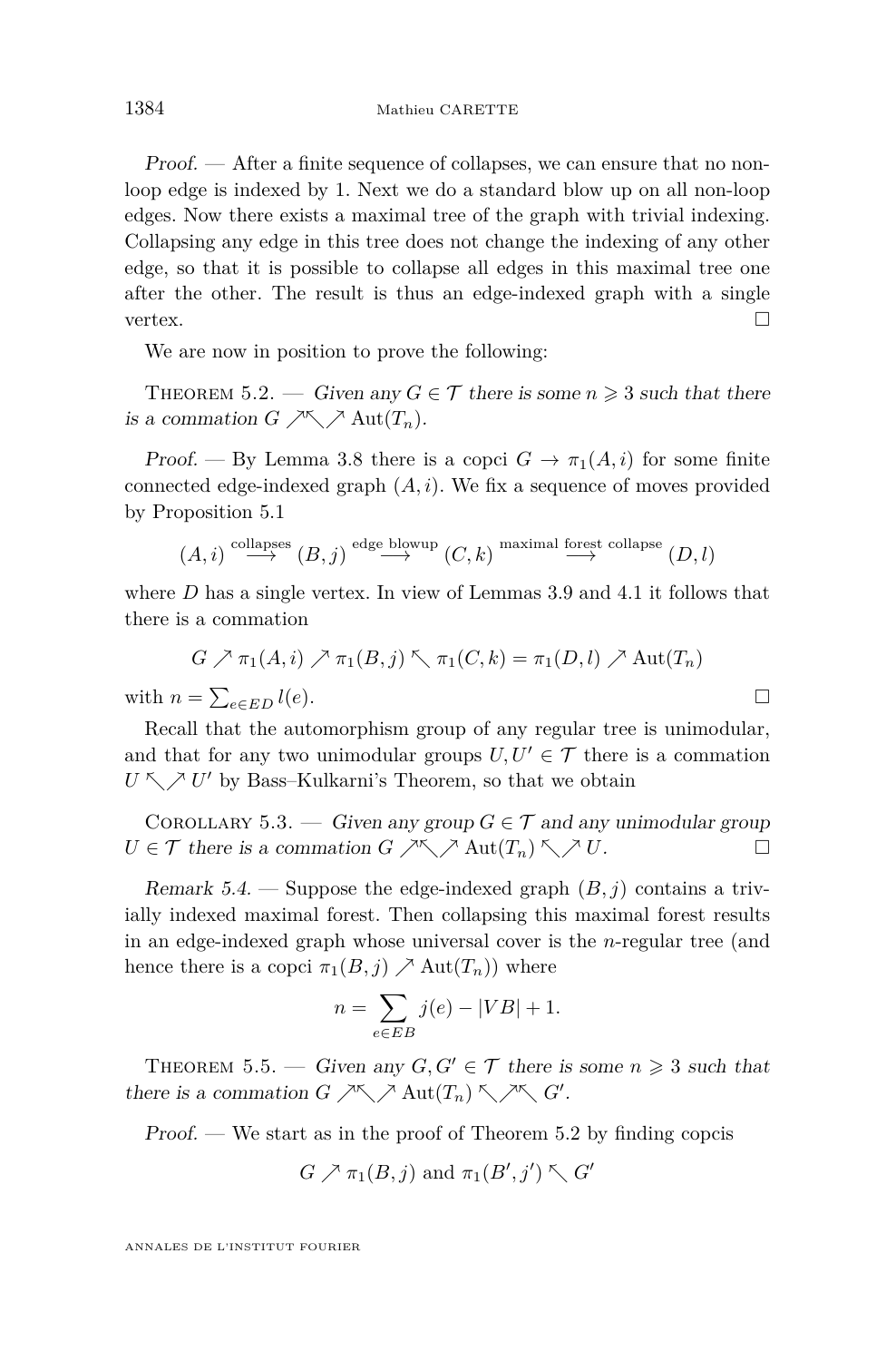*Proof.* — After a finite sequence of collapses, we can ensure that no non-loop edge is indexed by 1. Next we do a standard blow up on all non-loop edges. Now there exists a maximal tree of the graph with trivial indexing. Collapsing any edge in this tree does not change the indexing of any other edge, so that it is possible to collapse all edges in this maximal tree one after the other. The result is thus an edge-indexed graph with a single vertex. □

We are now in position to prove the following:

Theorem 5.2. — *Given any $G \in \mathcal{T}$ there is some $n \geqslant 3$ such that there is a commation $G \nearrow\nwarrow\nearrow \mathrm{Aut}(T_n)$.*

*Proof.* — By Lemma 3.8 there is a copci $G \to \pi_1(A, i)$ for some finite connected edge-indexed graph $(A, i)$. We fix a sequence of moves provided by Proposition 5.1

$$(A, i) \overset{\text{collapses}}{\longrightarrow} (B, j) \overset{\text{edge blowup}}{\longrightarrow} (C, k) \overset{\text{maximal forest collapse}}{\longrightarrow} (D, l)$$

where $D$ has a single vertex. In view of Lemmas 3.9 and 4.1 it follows that there is a commation

$$G \nearrow \pi_1(A, i) \nearrow \pi_1(B, j) \nwarrow \pi_1(C, k) = \pi_1(D, l) \nearrow \mathrm{Aut}(T_n)$$

with $n = \sum_{e \in ED} l(e)$. □

Recall that the automorphism group of any regular tree is unimodular, and that for any two unimodular groups $U, U' \in \mathcal{T}$ there is a commation $U \nwarrow\nearrow U'$ by Bass–Kulkarni's Theorem, so that we obtain

Corollary 5.3. — *Given any group $G \in \mathcal{T}$ and any unimodular group $U \in \mathcal{T}$ there is a commation $G \nearrow\nwarrow\nearrow \mathrm{Aut}(T_n) \nwarrow\nearrow U$.* □

*Remark 5.4.* — Suppose the edge-indexed graph $(B, j)$ contains a trivially indexed maximal forest. Then collapsing this maximal forest results in an edge-indexed graph whose universal cover is the $n$-regular tree (and hence there is a copci $\pi_1(B, j) \nearrow \mathrm{Aut}(T_n)$) where

$$n = \sum_{e \in EB} j(e) - |VB| + 1.$$

Theorem 5.5. — *Given any $G, G' \in \mathcal{T}$ there is some $n \geqslant 3$ such that there is a commation $G \nearrow\nwarrow\nearrow \mathrm{Aut}(T_n) \nwarrow\nearrow\nwarrow G'$.*

*Proof.* — We start as in the proof of Theorem 5.2 by finding copcis

$$G \nearrow \pi_1(B, j) \text{ and } \pi_1(B', j') \nwarrow G'$$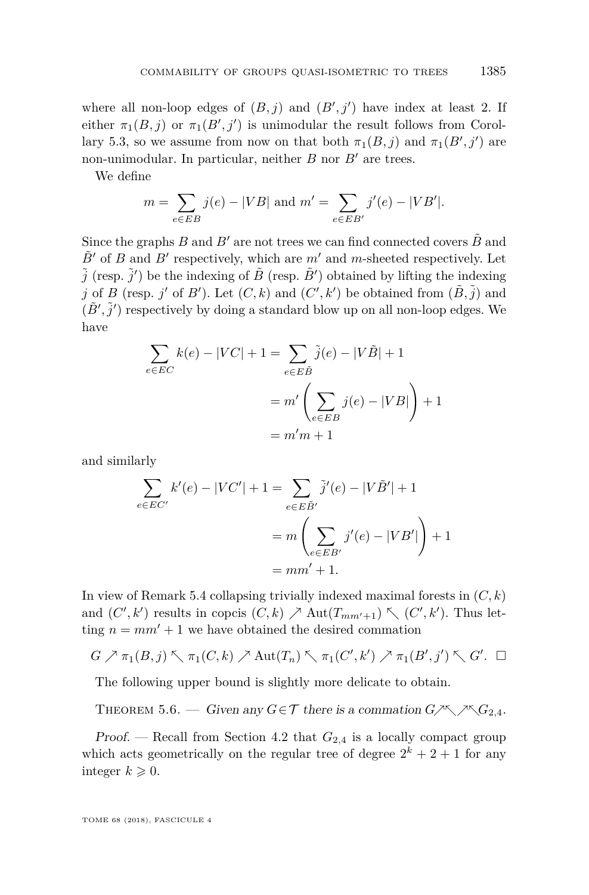where all non-loop edges of $(B,j)$ and $(B',j')$ have index at least 2. If either $\pi_1(B,j)$ or $\pi_1(B',j')$ is unimodular the result follows from Corollary 5.3, so we assume from now on that both $\pi_1(B,j)$ and $\pi_1(B',j')$ are non-unimodular. In particular, neither $B$ nor $B'$ are trees.

We define

$$m = \sum_{e \in EB} j(e) - |VB| \text{ and } m' = \sum_{e \in EB'} j'(e) - |VB'|.$$

Since the graphs $B$ and $B'$ are not trees we can find connected covers $\tilde{B}$ and $\tilde{B}'$ of $B$ and $B'$ respectively, which are $m'$ and $m$-sheeted respectively. Let $\tilde{j}$ (resp. $\tilde{j}'$) be the indexing of $\tilde{B}$ (resp. $\tilde{B}'$) obtained by lifting the indexing $j$ of $B$ (resp. $j'$ of $B'$). Let $(C,k)$ and $(C',k')$ be obtained from $(\tilde{B},\tilde{j})$ and $(\tilde{B}',\tilde{j}')$ respectively by doing a standard blow up on all non-loop edges. We have

$$\begin{aligned}
\sum_{e \in EC} k(e) - |VC| + 1 &= \sum_{e \in E\tilde{B}} \tilde{j}(e) - |V\tilde{B}| + 1 \\
&= m'\left(\sum_{e \in EB} j(e) - |VB|\right) + 1 \\
&= m'm + 1
\end{aligned}$$

and similarly

$$\begin{aligned}
\sum_{e \in EC'} k'(e) - |VC'| + 1 &= \sum_{e \in E\tilde{B}'} \tilde{j}'(e) - |V\tilde{B}'| + 1 \\
&= m\left(\sum_{e \in EB'} j'(e) - |VB'|\right) + 1 \\
&= mm' + 1.
\end{aligned}$$

In view of Remark 5.4 collapsing trivially indexed maximal forests in $(C,k)$ and $(C',k')$ results in copcis $(C,k) \nearrow \mathrm{Aut}(T_{mm'+1}) \nwarrow (C',k')$. Thus letting $n = mm'+1$ we have obtained the desired commation

$$G \nearrow \pi_1(B,j) \nwarrow \pi_1(C,k) \nearrow \mathrm{Aut}(T_n) \nwarrow \pi_1(C',k') \nearrow \pi_1(B',j') \nwarrow G'. \quad \square$$

The following upper bound is slightly more delicate to obtain.

**Theorem 5.6.** — *Given any $G \in \mathcal{T}$ there is a commation $G \nearrow\nwarrow\nearrow\nwarrow G_{2,4}$.*

*Proof.* — Recall from Section 4.2 that $G_{2,4}$ is a locally compact group which acts geometrically on the regular tree of degree $2^k + 2 + 1$ for any integer $k \geqslant 0$.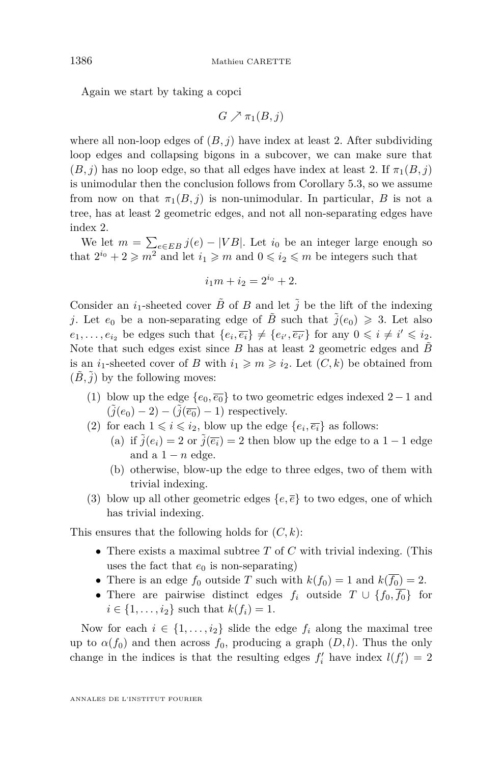Again we start by taking a copci

$$G \nearrow \pi_1(B, j)$$

where all non-loop edges of $(B, j)$ have index at least 2. After subdividing loop edges and collapsing bigons in a subcover, we can make sure that $(B, j)$ has no loop edge, so that all edges have index at least 2. If $\pi_1(B, j)$ is unimodular then the conclusion follows from Corollary 5.3, so we assume from now on that $\pi_1(B, j)$ is non-unimodular. In particular, $B$ is not a tree, has at least 2 geometric edges, and not all non-separating edges have index 2.

We let $m = \sum_{e \in EB} j(e) - |VB|$. Let $i_0$ be an integer large enough so that $2^{i_0} + 2 \geqslant m^2$ and let $i_1 \geqslant m$ and $0 \leqslant i_2 \leqslant m$ be integers such that

$$i_1 m + i_2 = 2^{i_0} + 2.$$

Consider an $i_1$-sheeted cover $\tilde{B}$ of $B$ and let $\tilde{j}$ be the lift of the indexing $j$. Let $e_0$ be a non-separating edge of $\tilde{B}$ such that $\tilde{j}(e_0) \geqslant 3$. Let also $e_1, \ldots, e_{i_2}$ be edges such that $\{e_i, \overline{e_i}\} \neq \{e_{i'}, \overline{e_{i'}}\}$ for any $0 \leqslant i \neq i' \leqslant i_2$. Note that such edges exist since $B$ has at least 2 geometric edges and $\tilde{B}$ is an $i_1$-sheeted cover of $B$ with $i_1 \geqslant m \geqslant i_2$. Let $(C, k)$ be obtained from $(\tilde{B}, \tilde{j})$ by the following moves:

1. blow up the edge $\{e_0, \overline{e_0}\}$ to two geometric edges indexed $2 - 1$ and $(\tilde{j}(e_0) - 2) - (\tilde{j}(\overline{e_0}) - 1)$ respectively.
2. for each $1 \leqslant i \leqslant i_2$, blow up the edge $\{e_i, \overline{e_i}\}$ as follows:
   (a) if $\tilde{j}(e_i) = 2$ or $\tilde{j}(\overline{e_i}) = 2$ then blow up the edge to a $1 - 1$ edge and a $1 - n$ edge.
   (b) otherwise, blow-up the edge to three edges, two of them with trivial indexing.
3. blow up all other geometric edges $\{e, \overline{e}\}$ to two edges, one of which has trivial indexing.

This ensures that the following holds for $(C, k)$:

- There exists a maximal subtree $T$ of $C$ with trivial indexing. (This uses the fact that $e_0$ is non-separating)
- There is an edge $f_0$ outside $T$ such with $k(f_0) = 1$ and $k(\overline{f_0}) = 2$.
- There are pairwise distinct edges $f_i$ outside $T \cup \{f_0, \overline{f_0}\}$ for $i \in \{1, \ldots, i_2\}$ such that $k(f_i) = 1$.

Now for each $i \in \{1, \ldots, i_2\}$ slide the edge $f_i$ along the maximal tree up to $\alpha(f_0)$ and then across $f_0$, producing a graph $(D, l)$. Thus the only change in the indices is that the resulting edges $f'_i$ have index $l(f'_i) = 2$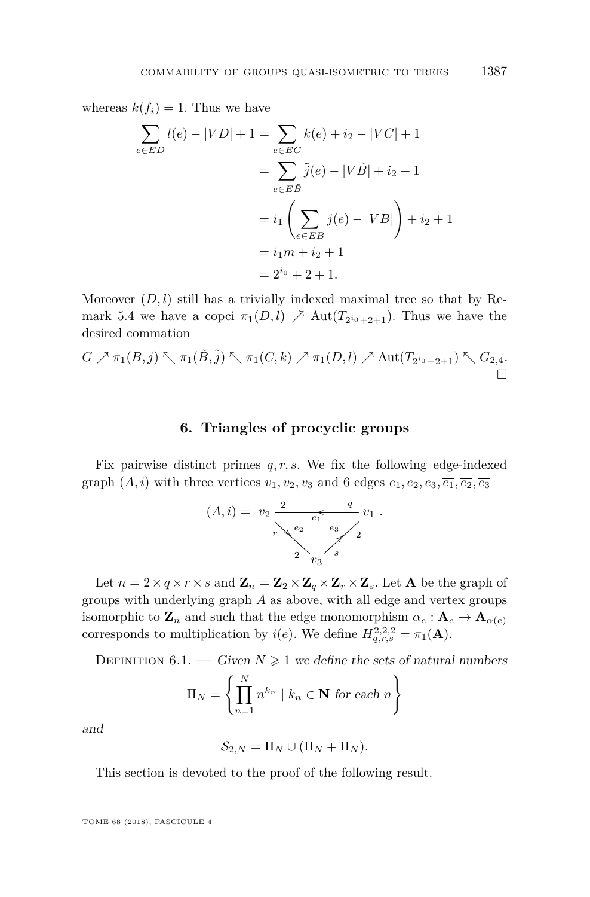whereas $k(f_i) = 1$. Thus we have

$$\begin{aligned}
\sum_{e \in ED} l(e) - |VD| + 1 &= \sum_{e \in EC} k(e) + i_2 - |VC| + 1 \\
&= \sum_{e \in E\tilde{B}} \tilde{j}(e) - |V\tilde{B}| + i_2 + 1 \\
&= i_1 \left( \sum_{e \in EB} j(e) - |VB| \right) + i_2 + 1 \\
&= i_1 m + i_2 + 1 \\
&= 2^{i_0} + 2 + 1.
\end{aligned}$$

Moreover $(D, l)$ still has a trivially indexed maximal tree so that by Remark 5.4 we have a copci $\pi_1(D, l) \nearrow \mathrm{Aut}(T_{2^{i_0}+2+1})$. Thus we have the desired commation

$$G \nearrow \pi_1(B, j) \nwarrow \pi_1(\tilde{B}, \tilde{j}) \nwarrow \pi_1(C, k) \nearrow \pi_1(D, l) \nearrow \mathrm{Aut}(T_{2^{i_0}+2+1}) \nwarrow G_{2,4}.$$

□

## 6. Triangles of procyclic groups

Fix pairwise distinct primes $q, r, s$. We fix the following edge-indexed graph $(A, i)$ with three vertices $v_1, v_2, v_3$ and 6 edges $e_1, e_2, e_3, \overline{e_1}, \overline{e_2}, \overline{e_3}$

$(A, i) =$ [diagram: triangle with vertices $v_1, v_2, v_3$; edge $e_1$ between $v_2$ and $v_1$ with indices $2$ (at $v_2$) and $q$ (at $v_1$); edge $e_2$ between $v_2$ and $v_3$ with indices $r$ (at $v_2$) and $2$ (at $v_3$); edge $e_3$ between $v_3$ and $v_1$ with indices $s$ (at $v_3$) and $2$ (at $v_1$)].

Let $n = 2 \times q \times r \times s$ and $\mathbf{Z}_n = \mathbf{Z}_2 \times \mathbf{Z}_q \times \mathbf{Z}_r \times \mathbf{Z}_s$. Let $\mathbf{A}$ be the graph of groups with underlying graph $A$ as above, with all edge and vertex groups isomorphic to $\mathbf{Z}_n$ and such that the edge monomorphism $\alpha_e : \mathbf{A}_e \to \mathbf{A}_{\alpha(e)}$ corresponds to multiplication by $i(e)$. We define $H^{2,2,2}_{q,r,s} = \pi_1(\mathbf{A})$.

Definition 6.1. — *Given $N \geqslant 1$ we define the sets of natural numbers*

$$\Pi_N = \left\{ \prod_{n=1}^{N} n^{k_n} \mid k_n \in \mathbf{N} \text{ for each } n \right\}$$

*and*

$$\mathcal{S}_{2,N} = \Pi_N \cup (\Pi_N + \Pi_N).$$

This section is devoted to the proof of the following result.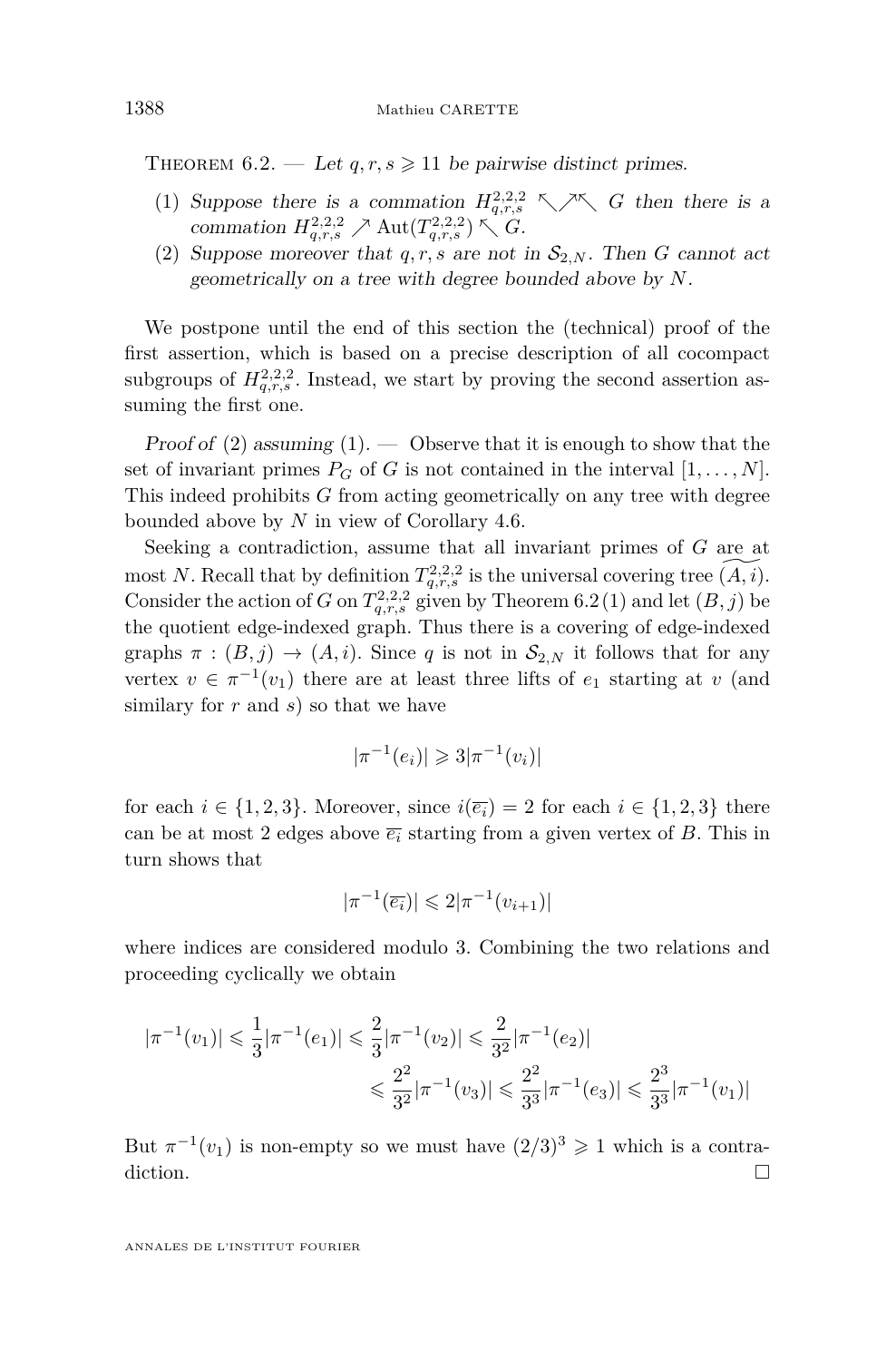Theorem 6.2. — *Let $q, r, s \geqslant 11$ be pairwise distinct primes.*

1. *Suppose there is a commation $H^{2,2,2}_{q,r,s} \nwarrow\!\nearrow\!\nwarrow G$ then there is a commation $H^{2,2,2}_{q,r,s} \nearrow \mathrm{Aut}(T^{2,2,2}_{q,r,s}) \nwarrow G$.*
2. *Suppose moreover that $q, r, s$ are not in $\mathcal{S}_{2,N}$. Then $G$ cannot act geometrically on a tree with degree bounded above by $N$.*

We postpone until the end of this section the (technical) proof of the first assertion, which is based on a precise description of all cocompact subgroups of $H^{2,2,2}_{q,r,s}$. Instead, we start by proving the second assertion assuming the first one.

*Proof of* (2) *assuming* (1). — Observe that it is enough to show that the set of invariant primes $P_G$ of $G$ is not contained in the interval $[1, \dots, N]$. This indeed prohibits $G$ from acting geometrically on any tree with degree bounded above by $N$ in view of Corollary 4.6.

Seeking a contradiction, assume that all invariant primes of $G$ are at most $N$. Recall that by definition $T^{2,2,2}_{q,r,s}$ is the universal covering tree $\widetilde{(A, i)}$. Consider the action of $G$ on $T^{2,2,2}_{q,r,s}$ given by Theorem 6.2 (1) and let $(B, j)$ be the quotient edge-indexed graph. Thus there is a covering of edge-indexed graphs $\pi : (B, j) \to (A, i)$. Since $q$ is not in $\mathcal{S}_{2,N}$ it follows that for any vertex $v \in \pi^{-1}(v_1)$ there are at least three lifts of $e_1$ starting at $v$ (and similary for $r$ and $s$) so that we have

$$|\pi^{-1}(e_i)| \geqslant 3|\pi^{-1}(v_i)|$$

for each $i \in \{1, 2, 3\}$. Moreover, since $i(\overline{e_i}) = 2$ for each $i \in \{1, 2, 3\}$ there can be at most 2 edges above $\overline{e_i}$ starting from a given vertex of $B$. This in turn shows that

$$|\pi^{-1}(\overline{e_i})| \leqslant 2|\pi^{-1}(v_{i+1})|$$

where indices are considered modulo 3. Combining the two relations and proceeding cyclically we obtain

$$\begin{aligned} |\pi^{-1}(v_1)| \leqslant \frac{1}{3}|\pi^{-1}(e_1)| \leqslant \frac{2}{3}|\pi^{-1}(v_2)| \leqslant \frac{2}{3^2}|\pi^{-1}(e_2)| \\ \leqslant \frac{2^2}{3^2}|\pi^{-1}(v_3)| \leqslant \frac{2^2}{3^3}|\pi^{-1}(e_3)| \leqslant \frac{2^3}{3^3}|\pi^{-1}(v_1)| \end{aligned}$$

But $\pi^{-1}(v_1)$ is non-empty so we must have $(2/3)^3 \geqslant 1$ which is a contradiction. $\square$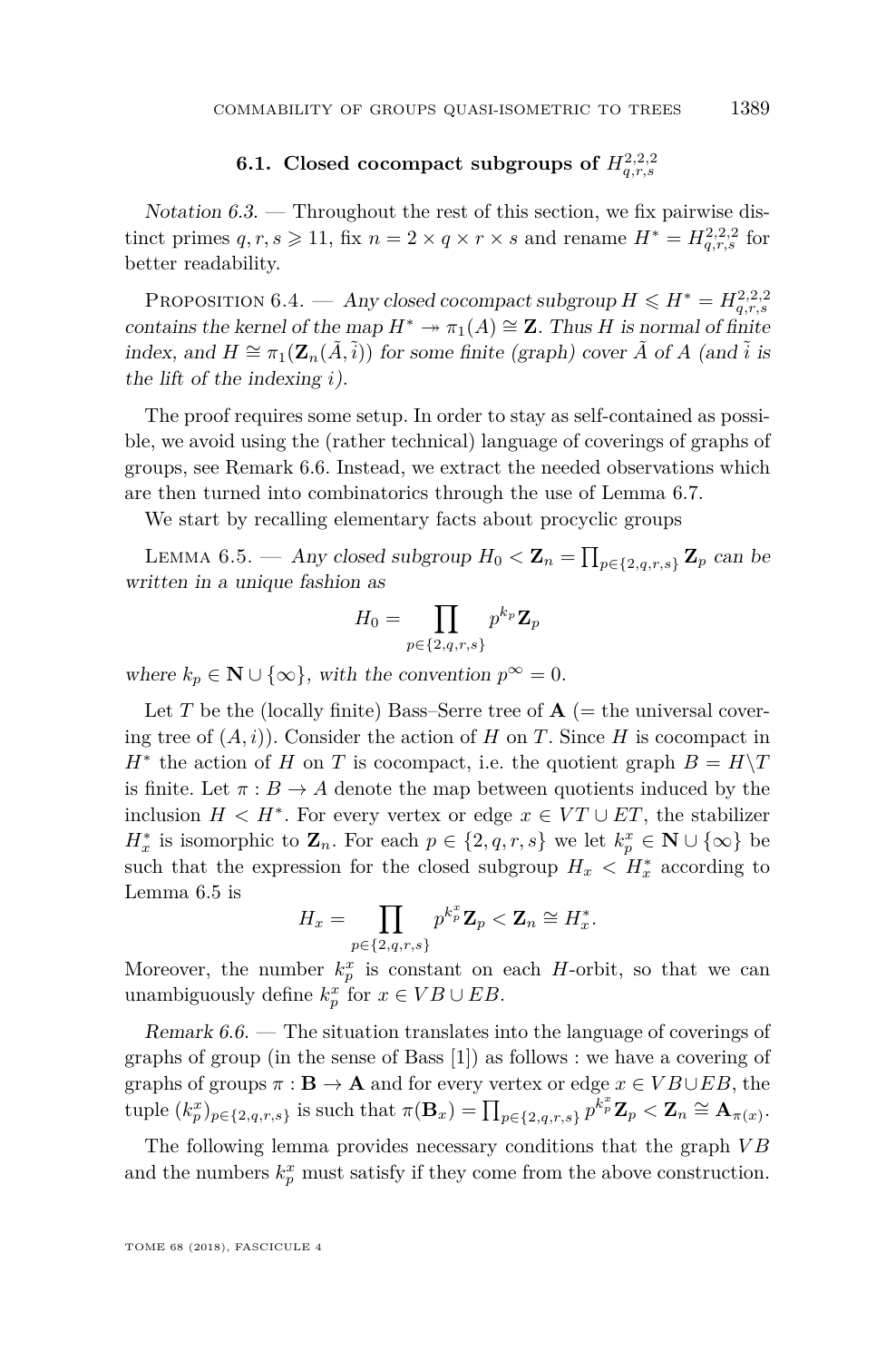### 6.1. Closed cocompact subgroups of $H^{2,2,2}_{q,r,s}$

*Notation 6.3.* — Throughout the rest of this section, we fix pairwise distinct primes $q, r, s \geqslant 11$, fix $n = 2 \times q \times r \times s$ and rename $H^* = H^{2,2,2}_{q,r,s}$ for better readability.

Proposition 6.4. — *Any closed cocompact subgroup $H \leqslant H^* = H^{2,2,2}_{q,r,s}$ contains the kernel of the map $H^* \twoheadrightarrow \pi_1(A) \cong \mathbf{Z}$. Thus $H$ is normal of finite index, and $H \cong \pi_1(\mathbf{Z}_n(\tilde{A}, \tilde{i}))$ for some finite (graph) cover $\tilde{A}$ of $A$ (and $\tilde{i}$ is the lift of the indexing $i$).*

The proof requires some setup. In order to stay as self-contained as possible, we avoid using the (rather technical) language of coverings of graphs of groups, see Remark 6.6. Instead, we extract the needed observations which are then turned into combinatorics through the use of Lemma 6.7.

We start by recalling elementary facts about procyclic groups

Lemma 6.5. — *Any closed subgroup $H_0 < \mathbf{Z}_n = \prod_{p \in \{2,q,r,s\}} \mathbf{Z}_p$ can be written in a unique fashion as*

$$H_0 = \prod_{p \in \{2,q,r,s\}} p^{k_p} \mathbf{Z}_p$$

*where $k_p \in \mathbf{N} \cup \{\infty\}$, with the convention $p^\infty = 0$.*

Let $T$ be the (locally finite) Bass–Serre tree of $\mathbf{A}$ (= the universal covering tree of $(A, i)$). Consider the action of $H$ on $T$. Since $H$ is cocompact in $H^*$ the action of $H$ on $T$ is cocompact, i.e. the quotient graph $B = H \backslash T$ is finite. Let $\pi : B \to A$ denote the map between quotients induced by the inclusion $H < H^*$. For every vertex or edge $x \in VT \cup ET$, the stabilizer $H^*_x$ is isomorphic to $\mathbf{Z}_n$. For each $p \in \{2, q, r, s\}$ we let $k^x_p \in \mathbf{N} \cup \{\infty\}$ be such that the expression for the closed subgroup $H_x < H^*_x$ according to Lemma 6.5 is

$$H_x = \prod_{p \in \{2,q,r,s\}} p^{k^x_p} \mathbf{Z}_p < \mathbf{Z}_n \cong H^*_x.$$

Moreover, the number $k^x_p$ is constant on each $H$-orbit, so that we can unambiguously define $k^x_p$ for $x \in VB \cup EB$.

*Remark 6.6.* — The situation translates into the language of coverings of graphs of group (in the sense of Bass [1]) as follows : we have a covering of graphs of groups $\pi : \mathbf{B} \to \mathbf{A}$ and for every vertex or edge $x \in VB \cup EB$, the tuple $(k^x_p)_{p \in \{2,q,r,s\}}$ is such that $\pi(\mathbf{B}_x) = \prod_{p \in \{2,q,r,s\}} p^{k^x_p} \mathbf{Z}_p < \mathbf{Z}_n \cong \mathbf{A}_{\pi(x)}$.

The following lemma provides necessary conditions that the graph $VB$ and the numbers $k^x_p$ must satisfy if they come from the above construction.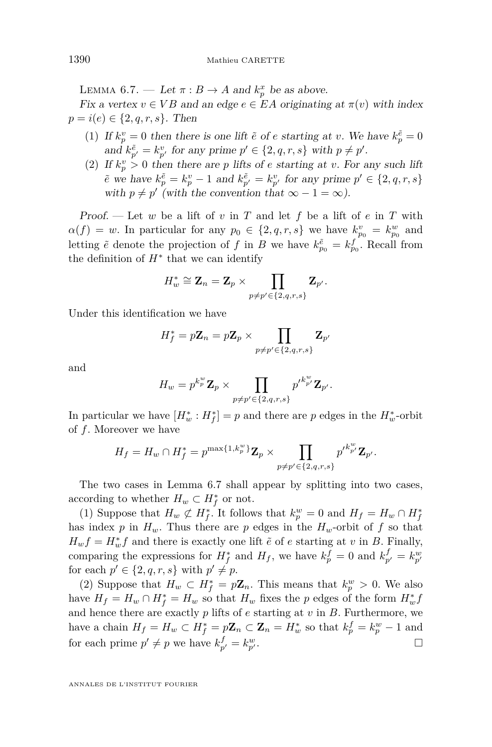Lemma 6.7. — *Let $\pi : B \to A$ and $k_p^x$ be as above.*

*Fix a vertex $v \in VB$ and an edge $e \in EA$ originating at $\pi(v)$ with index $p = i(e) \in \{2, q, r, s\}$. Then*

1. *If $k_p^v = 0$ then there is one lift $\tilde{e}$ of $e$ starting at $v$. We have $k_p^{\tilde{e}} = 0$ and $k_{p'}^{\tilde{e}} = k_{p'}^v$ for any prime $p' \in \{2, q, r, s\}$ with $p \neq p'$.*
2. *If $k_p^v > 0$ then there are $p$ lifts of $e$ starting at $v$. For any such lift $\tilde{e}$ we have $k_p^{\tilde{e}} = k_p^v - 1$ and $k_{p'}^{\tilde{e}} = k_{p'}^v$ for any prime $p' \in \{2, q, r, s\}$ with $p \neq p'$ (with the convention that $\infty - 1 = \infty$).*

*Proof.* — Let $w$ be a lift of $v$ in $T$ and let $f$ be a lift of $e$ in $T$ with $\alpha(f) = w$. In particular for any $p_0 \in \{2, q, r, s\}$ we have $k_{p_0}^v = k_{p_0}^w$ and letting $\tilde{e}$ denote the projection of $f$ in $B$ we have $k_{p_0}^{\tilde{e}} = k_{p_0}^f$. Recall from the definition of $H^*$ that we can identify

$$H_w^* \cong \mathbf{Z}_n = \mathbf{Z}_p \times \prod_{p \neq p' \in \{2,q,r,s\}} \mathbf{Z}_{p'}.$$

Under this identification we have

$$H_f^* = p\mathbf{Z}_n = p\mathbf{Z}_p \times \prod_{p \neq p' \in \{2,q,r,s\}} \mathbf{Z}_{p'}$$

and

$$H_w = p^{k_p^w} \mathbf{Z}_p \times \prod_{p \neq p' \in \{2,q,r,s\}} {p'}^{k_{p'}^w} \mathbf{Z}_{p'}.$$

In particular we have $[H_w^* : H_f^*] = p$ and there are $p$ edges in the $H_w^*$-orbit of $f$. Moreover we have

$$H_f = H_w \cap H_f^* = p^{\max\{1, k_p^w\}} \mathbf{Z}_p \times \prod_{p \neq p' \in \{2,q,r,s\}} {p'}^{k_{p'}^w} \mathbf{Z}_{p'}.$$

The two cases in Lemma 6.7 shall appear by splitting into two cases, according to whether $H_w \subset H_f^*$ or not.

(1) Suppose that $H_w \not\subset H_f^*$. It follows that $k_p^w = 0$ and $H_f = H_w \cap H_f^*$ has index $p$ in $H_w$. Thus there are $p$ edges in the $H_w$-orbit of $f$ so that $H_w f = H_w^* f$ and there is exactly one lift $\tilde{e}$ of $e$ starting at $v$ in $B$. Finally, comparing the expressions for $H_f^*$ and $H_f$, we have $k_p^f = 0$ and $k_{p'}^f = k_{p'}^w$ for each $p' \in \{2, q, r, s\}$ with $p' \neq p$.

(2) Suppose that $H_w \subset H_f^* = p\mathbf{Z}_n$. This means that $k_p^w > 0$. We also have $H_f = H_w \cap H_f^* = H_w$ so that $H_w$ fixes the $p$ edges of the form $H_w^* f$ and hence there are exactly $p$ lifts of $e$ starting at $v$ in $B$. Furthermore, we have a chain $H_f = H_w \subset H_f^* = p\mathbf{Z}_n \subset \mathbf{Z}_n = H_w^*$ so that $k_p^f = k_p^w - 1$ and for each prime $p' \neq p$ we have $k_{p'}^f = k_{p'}^w$. $\square$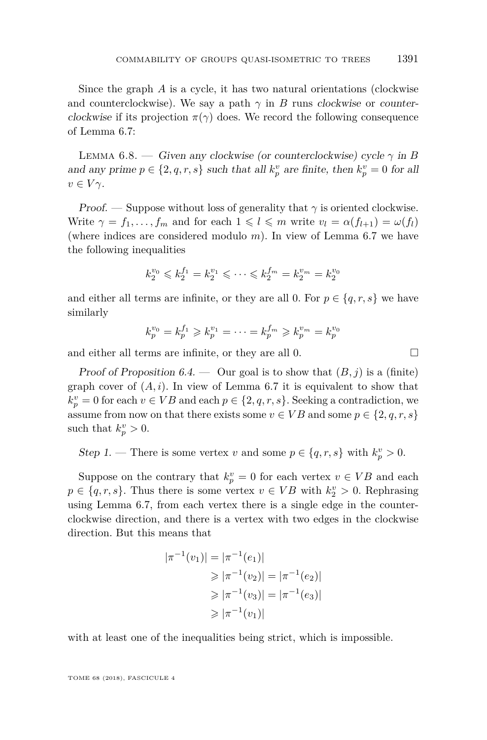Since the graph $A$ is a cycle, it has two natural orientations (clockwise and counterclockwise). We say a path $\gamma$ in $B$ runs *clockwise* or *counterclockwise* if its projection $\pi(\gamma)$ does. We record the following consequence of Lemma 6.7:

Lemma 6.8. — *Given any clockwise (or counterclockwise) cycle $\gamma$ in $B$ and any prime $p \in \{2, q, r, s\}$ such that all $k_p^v$ are finite, then $k_p^v = 0$ for all $v \in V\gamma$.*

*Proof.* — Suppose without loss of generality that $\gamma$ is oriented clockwise. Write $\gamma = f_1, \dots, f_m$ and for each $1 \leqslant l \leqslant m$ write $v_l = \alpha(f_{l+1}) = \omega(f_l)$ (where indices are considered modulo $m$). In view of Lemma 6.7 we have the following inequalities

$$k_2^{v_0} \leqslant k_2^{f_1} = k_2^{v_1} \leqslant \cdots \leqslant k_2^{f_m} = k_2^{v_m} = k_2^{v_0}$$

and either all terms are infinite, or they are all 0. For $p \in \{q, r, s\}$ we have similarly

$$k_p^{v_0} = k_p^{f_1} \geqslant k_p^{v_1} = \cdots = k_p^{f_m} \geqslant k_p^{v_m} = k_p^{v_0}$$

and either all terms are infinite, or they are all 0. □

*Proof of Proposition 6.4.* — Our goal is to show that $(B, j)$ is a (finite) graph cover of $(A, i)$. In view of Lemma 6.7 it is equivalent to show that $k_p^v = 0$ for each $v \in VB$ and each $p \in \{2, q, r, s\}$. Seeking a contradiction, we assume from now on that there exists some $v \in VB$ and some $p \in \{2, q, r, s\}$ such that $k_p^v > 0$.

*Step 1.* — There is some vertex $v$ and some $p \in \{q, r, s\}$ with $k_p^v > 0$.

Suppose on the contrary that $k_p^v = 0$ for each vertex $v \in VB$ and each $p \in \{q, r, s\}$. Thus there is some vertex $v \in VB$ with $k_2^v > 0$. Rephrasing using Lemma 6.7, from each vertex there is a single edge in the counterclockwise direction, and there is a vertex with two edges in the clockwise direction. But this means that

$$\begin{aligned}
|\pi^{-1}(v_1)| &= |\pi^{-1}(e_1)| \\
&\geqslant |\pi^{-1}(v_2)| = |\pi^{-1}(e_2)| \\
&\geqslant |\pi^{-1}(v_3)| = |\pi^{-1}(e_3)| \\
&\geqslant |\pi^{-1}(v_1)|
\end{aligned}$$

with at least one of the inequalities being strict, which is impossible.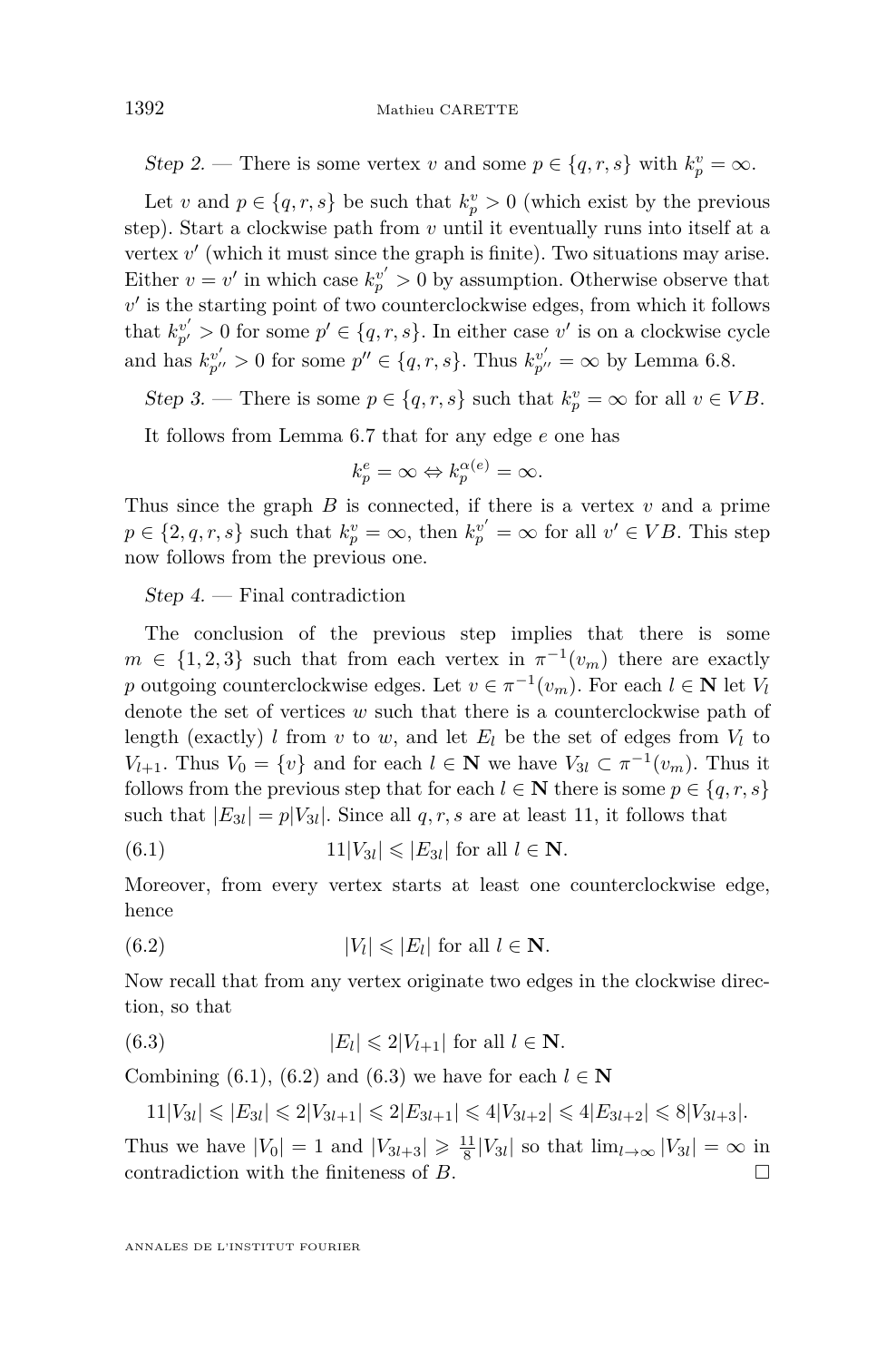*Step 2.* — There is some vertex $v$ and some $p \in \{q, r, s\}$ with $k_p^v = \infty$.

Let $v$ and $p \in \{q, r, s\}$ be such that $k_p^v > 0$ (which exist by the previous step). Start a clockwise path from $v$ until it eventually runs into itself at a vertex $v'$ (which it must since the graph is finite). Two situations may arise. Either $v = v'$ in which case $k_p^{v'} > 0$ by assumption. Otherwise observe that $v'$ is the starting point of two counterclockwise edges, from which it follows that $k_{p'}^{v'} > 0$ for some $p' \in \{q, r, s\}$. In either case $v'$ is on a clockwise cycle and has $k_{p''}^{v'} > 0$ for some $p'' \in \{q, r, s\}$. Thus $k_{p''}^{v'} = \infty$ by Lemma 6.8.

*Step 3.* — There is some $p \in \{q, r, s\}$ such that $k_p^v = \infty$ for all $v \in VB$.

It follows from Lemma 6.7 that for any edge $e$ one has

$$k_p^e = \infty \Leftrightarrow k_p^{\alpha(e)} = \infty.$$

Thus since the graph $B$ is connected, if there is a vertex $v$ and a prime $p \in \{2, q, r, s\}$ such that $k_p^v = \infty$, then $k_p^{v'} = \infty$ for all $v' \in VB$. This step now follows from the previous one.

*Step 4.* — Final contradiction

The conclusion of the previous step implies that there is some $m \in \{1, 2, 3\}$ such that from each vertex in $\pi^{-1}(v_m)$ there are exactly $p$ outgoing counterclockwise edges. Let $v \in \pi^{-1}(v_m)$. For each $l \in \mathbf{N}$ let $V_l$ denote the set of vertices $w$ such that there is a counterclockwise path of length (exactly) $l$ from $v$ to $w$, and let $E_l$ be the set of edges from $V_l$ to $V_{l+1}$. Thus $V_0 = \{v\}$ and for each $l \in \mathbf{N}$ we have $V_{3l} \subset \pi^{-1}(v_m)$. Thus it follows from the previous step that for each $l \in \mathbf{N}$ there is some $p \in \{q, r, s\}$ such that $|E_{3l}| = p|V_{3l}|$. Since all $q, r, s$ are at least 11, it follows that

$$11|V_{3l}| \leqslant |E_{3l}| \text{ for all } l \in \mathbf{N}. \tag{6.1}$$

Moreover, from every vertex starts at least one counterclockwise edge, hence

$$|V_l| \leqslant |E_l| \text{ for all } l \in \mathbf{N}. \tag{6.2}$$

Now recall that from any vertex originate two edges in the clockwise direction, so that

$$|E_l| \leqslant 2|V_{l+1}| \text{ for all } l \in \mathbf{N}. \tag{6.3}$$

Combining (6.1), (6.2) and (6.3) we have for each $l \in \mathbf{N}$

$$11|V_{3l}| \leqslant |E_{3l}| \leqslant 2|V_{3l+1}| \leqslant 2|E_{3l+1}| \leqslant 4|V_{3l+2}| \leqslant 4|E_{3l+2}| \leqslant 8|V_{3l+3}|.$$

Thus we have $|V_0| = 1$ and $|V_{3l+3}| \geqslant \frac{11}{8}|V_{3l}|$ so that $\lim_{l \to \infty} |V_{3l}| = \infty$ in contradiction with the finiteness of $B$. □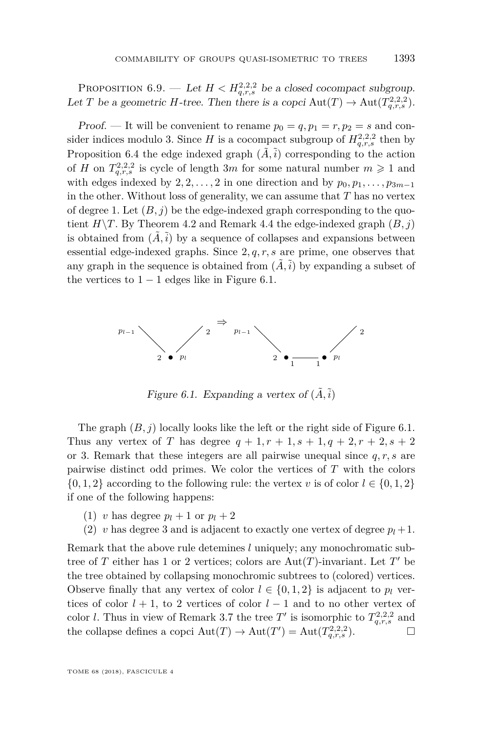Proposition 6.9. — *Let $H < H^{2,2,2}_{q,r,s}$ be a closed cocompact subgroup. Let $T$ be a geometric $H$-tree. Then there is a copci $\operatorname{Aut}(T) \to \operatorname{Aut}(T^{2,2,2}_{q,r,s})$.*

*Proof.* — It will be convenient to rename $p_0 = q, p_1 = r, p_2 = s$ and consider indices modulo 3. Since $H$ is a cocompact subgroup of $H^{2,2,2}_{q,r,s}$ then by Proposition 6.4 the edge indexed graph $(\tilde{A}, \tilde{i})$ corresponding to the action of $H$ on $T^{2,2,2}_{q,r,s}$ is cycle of length $3m$ for some natural number $m \geqslant 1$ and with edges indexed by $2, 2, \ldots, 2$ in one direction and by $p_0, p_1, \ldots, p_{3m-1}$ in the other. Without loss of generality, we can assume that $T$ has no vertex of degree 1. Let $(B, j)$ be the edge-indexed graph corresponding to the quotient $H \backslash T$. By Theorem 4.2 and Remark 4.4 the edge-indexed graph $(B, j)$ is obtained from $(\tilde{A}, \tilde{i})$ by a sequence of collapses and expansions between essential edge-indexed graphs. Since $2, q, r, s$ are prime, one observes that any graph in the sequence is obtained from $(\tilde{A}, \tilde{i})$ by expanding a subset of the vertices to $1-1$ edges like in Figure 6.1.

$p_{l-1}$ 2 2 $p_l$ ⇒ $p_{l-1}$ 2 2 1 1 $p_l$

Figure 6.1. Expanding a vertex of $(\tilde{A}, \tilde{i})$

The graph $(B, j)$ locally looks like the left or the right side of Figure 6.1. Thus any vertex of $T$ has degree $q+1, r+1, s+1, q+2, r+2, s+2$ or 3. Remark that these integers are all pairwise unequal since $q, r, s$ are pairwise distinct odd primes. We color the vertices of $T$ with the colors $\{0, 1, 2\}$ according to the following rule: the vertex $v$ is of color $l \in \{0, 1, 2\}$ if one of the following happens:

(1) $v$ has degree $p_l + 1$ or $p_l + 2$
(2) $v$ has degree 3 and is adjacent to exactly one vertex of degree $p_l + 1$.

Remark that the above rule detemines $l$ uniquely; any monochromatic subtree of $T$ either has 1 or 2 vertices; colors are $\operatorname{Aut}(T)$-invariant. Let $T'$ be the tree obtained by collapsing monochromic subtrees to (colored) vertices. Observe finally that any vertex of color $l \in \{0, 1, 2\}$ is adjacent to $p_l$ vertices of color $l+1$, to 2 vertices of color $l-1$ and to no other vertex of color $l$. Thus in view of Remark 3.7 the tree $T'$ is isomorphic to $T^{2,2,2}_{q,r,s}$ and the collapse defines a copci $\operatorname{Aut}(T) \to \operatorname{Aut}(T') = \operatorname{Aut}(T^{2,2,2}_{q,r,s})$. □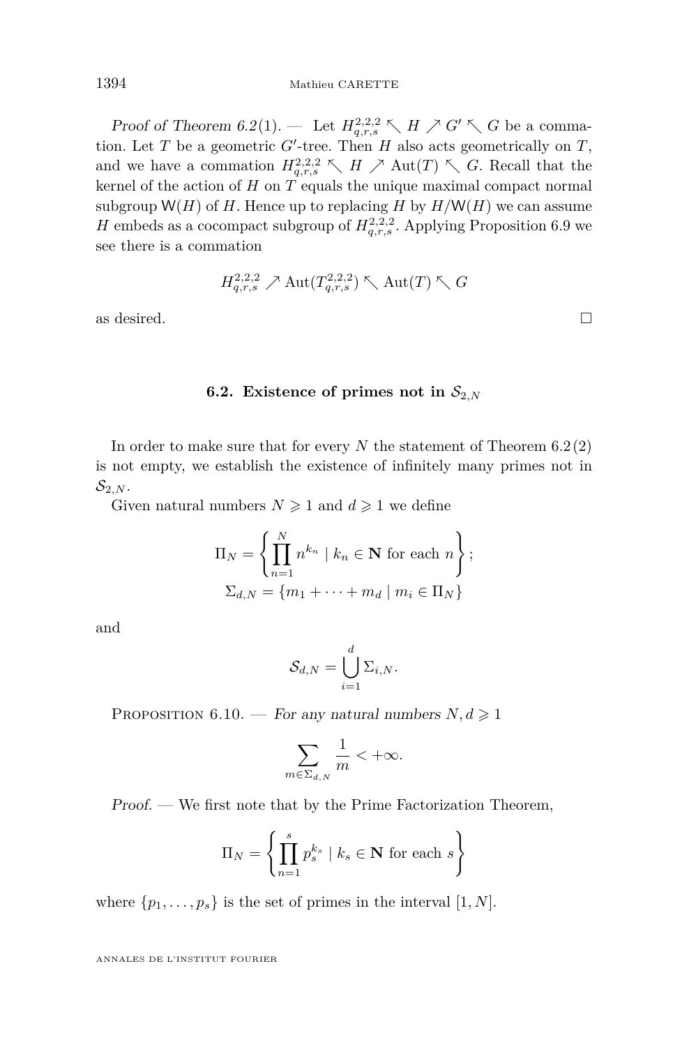*Proof of Theorem 6.2(1).* — Let $H^{2,2,2}_{q,r,s} \nwarrow H \nearrow G' \nwarrow G$ be a commation. Let $T$ be a geometric $G'$-tree. Then $H$ also acts geometrically on $T$, and we have a commation $H^{2,2,2}_{q,r,s} \nwarrow H \nearrow \mathrm{Aut}(T) \nwarrow G$. Recall that the kernel of the action of $H$ on $T$ equals the unique maximal compact normal subgroup $\mathsf{W}(H)$ of $H$. Hence up to replacing $H$ by $H/\mathsf{W}(H)$ we can assume $H$ embeds as a cocompact subgroup of $H^{2,2,2}_{q,r,s}$. Applying Proposition 6.9 we see there is a commation

$$H^{2,2,2}_{q,r,s} \nearrow \mathrm{Aut}(T^{2,2,2}_{q,r,s}) \nwarrow \mathrm{Aut}(T) \nwarrow G$$

as desired. □

### 6.2. Existence of primes not in $\mathcal{S}_{2,N}$

In order to make sure that for every $N$ the statement of Theorem 6.2(2) is not empty, we establish the existence of infinitely many primes not in $\mathcal{S}_{2,N}$.

Given natural numbers $N \geqslant 1$ and $d \geqslant 1$ we define

$$\Pi_N = \left\{ \prod_{n=1}^{N} n^{k_n} \mid k_n \in \mathbf{N} \text{ for each } n \right\};$$
$$\Sigma_{d,N} = \{ m_1 + \cdots + m_d \mid m_i \in \Pi_N \}$$

and

$$\mathcal{S}_{d,N} = \bigcup_{i=1}^{d} \Sigma_{i,N}.$$

Proposition 6.10. — *For any natural numbers $N, d \geqslant 1$*

$$\sum_{m \in \Sigma_{d,N}} \frac{1}{m} < +\infty.$$

*Proof.* — We first note that by the Prime Factorization Theorem,

$$\Pi_N = \left\{ \prod_{n=1}^{s} p_s^{k_s} \mid k_s \in \mathbf{N} \text{ for each } s \right\}$$

where $\{p_1, \ldots, p_s\}$ is the set of primes in the interval $[1, N]$.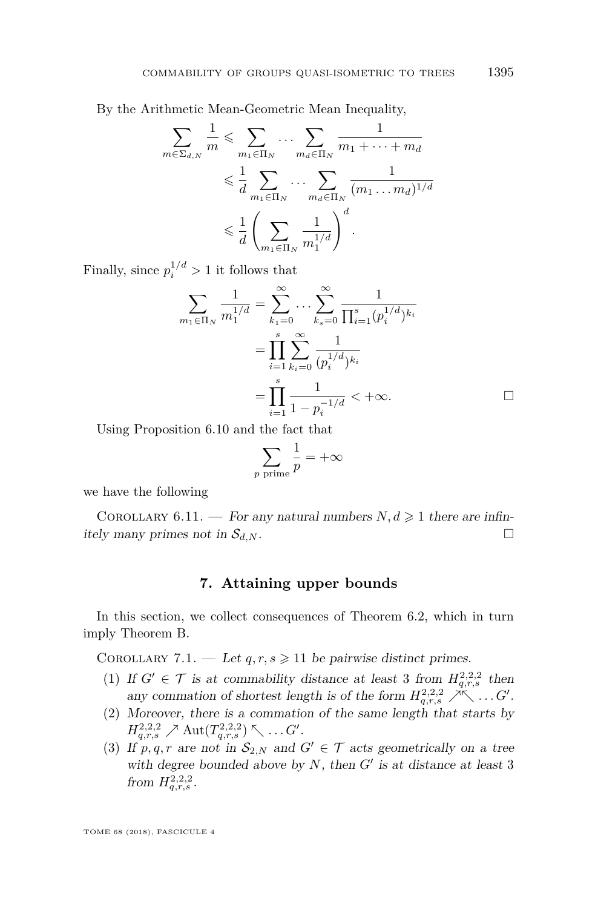By the Arithmetic Mean-Geometric Mean Inequality,

$$\sum_{m\in\Sigma_{d,N}} \frac{1}{m} \leqslant \sum_{m_1\in\Pi_N} \cdots \sum_{m_d\in\Pi_N} \frac{1}{m_1+\cdots+m_d}$$
$$\leqslant \frac{1}{d} \sum_{m_1\in\Pi_N} \cdots \sum_{m_d\in\Pi_N} \frac{1}{(m_1\ldots m_d)^{1/d}}$$
$$\leqslant \frac{1}{d} \left( \sum_{m_1\in\Pi_N} \frac{1}{m_1^{1/d}} \right)^d.$$

Finally, since $p_i^{1/d} > 1$ it follows that

$$\sum_{m_1\in\Pi_N} \frac{1}{m_1^{1/d}} = \sum_{k_1=0}^{\infty} \cdots \sum_{k_s=0}^{\infty} \frac{1}{\prod_{i=1}^{s} (p_i^{1/d})^{k_i}}$$
$$= \prod_{i=1}^{s} \sum_{k_i=0}^{\infty} \frac{1}{(p_i^{1/d})^{k_i}}$$
$$= \prod_{i=1}^{s} \frac{1}{1-p_i^{-1/d}} < +\infty. \qquad \square$$

Using Proposition 6.10 and the fact that

$$\sum_{p \text{ prime}} \frac{1}{p} = +\infty$$

we have the following

Corollary 6.11. — *For any natural numbers $N, d \geqslant 1$ there are infinitely many primes not in $\mathcal{S}_{d,N}$.* $\square$

## 7. Attaining upper bounds

In this section, we collect consequences of Theorem 6.2, which in turn imply Theorem B.

Corollary 7.1. — *Let $q, r, s \geqslant 11$ be pairwise distinct primes.*

1. *If $G' \in \mathcal{T}$ is at commability distance at least 3 from $H^{2,2,2}_{q,r,s}$ then any commation of shortest length is of the form $H^{2,2,2}_{q,r,s} \nearrow\nwarrow \ldots G'$.*
2. *Moreover, there is a commation of the same length that starts by $H^{2,2,2}_{q,r,s} \nearrow \mathrm{Aut}(T^{2,2,2}_{q,r,s}) \nwarrow \ldots G'$.*
3. *If $p, q, r$ are not in $\mathcal{S}_{2,N}$ and $G' \in \mathcal{T}$ acts geometrically on a tree with degree bounded above by $N$, then $G'$ is at distance at least 3 from $H^{2,2,2}_{q,r,s}$.*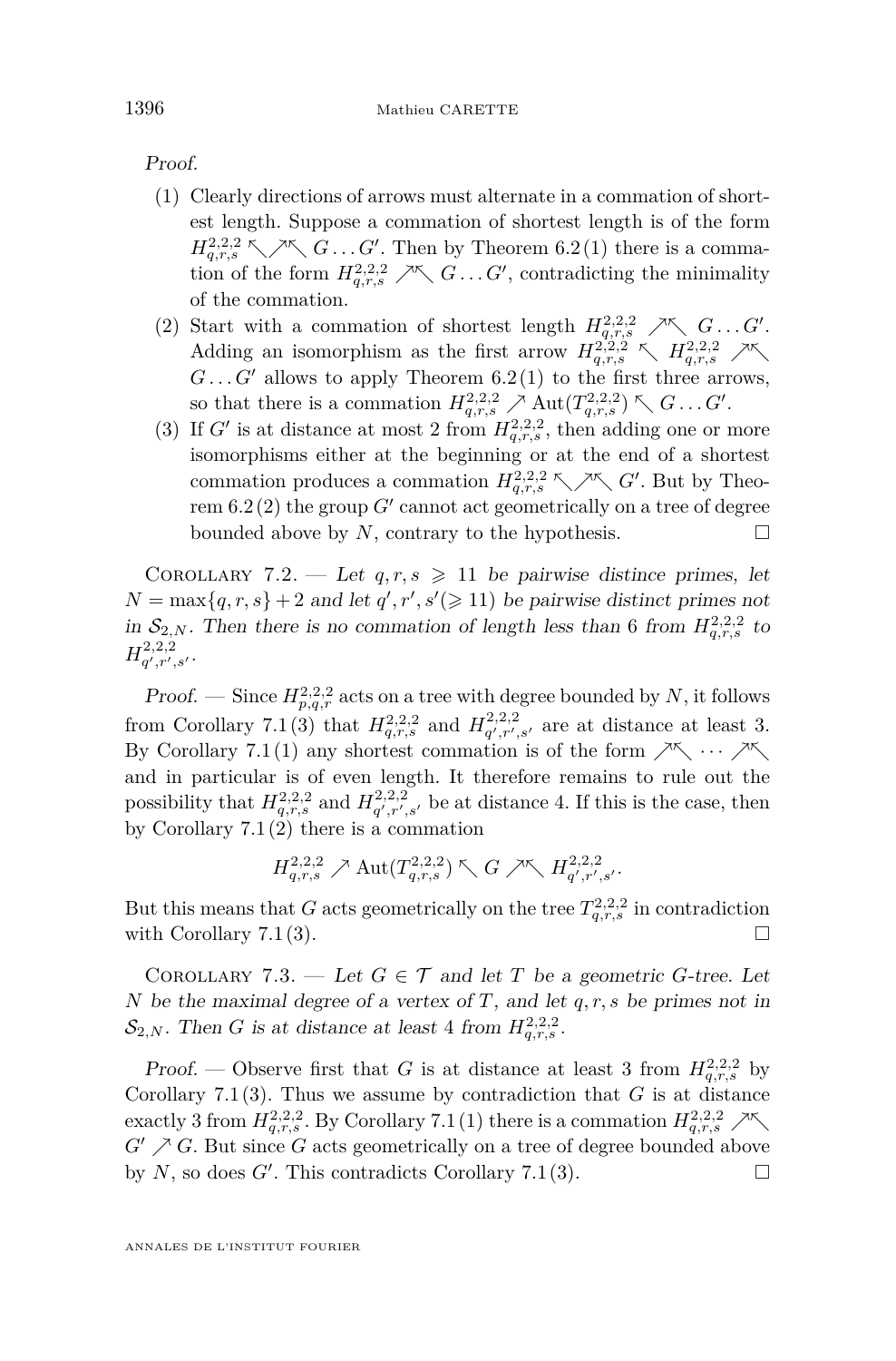*Proof.*

(1) Clearly directions of arrows must alternate in a commation of shortest length. Suppose a commation of shortest length is of the form $H^{2,2,2}_{q,r,s} \nwarrow\nearrow\!\!\nwarrow G \dots G'$. Then by Theorem 6.2 (1) there is a commation of the form $H^{2,2,2}_{q,r,s} \nearrow\!\!\nwarrow G \dots G'$, contradicting the minimality of the commation.

(2) Start with a commation of shortest length $H^{2,2,2}_{q,r,s} \nearrow\!\!\nwarrow G \dots G'$. Adding an isomorphism as the first arrow $H^{2,2,2}_{q,r,s} \nwarrow H^{2,2,2}_{q,r,s} \nearrow\!\!\nwarrow G \dots G'$ allows to apply Theorem 6.2 (1) to the first three arrows, so that there is a commation $H^{2,2,2}_{q,r,s} \nearrow \mathrm{Aut}(T^{2,2,2}_{q,r,s}) \nwarrow G \dots G'$.

(3) If $G'$ is at distance at most 2 from $H^{2,2,2}_{q,r,s}$, then adding one or more isomorphisms either at the beginning or at the end of a shortest commation produces a commation $H^{2,2,2}_{q,r,s} \nwarrow\nearrow\!\!\nwarrow G'$. But by Theorem 6.2 (2) the group $G'$ cannot act geometrically on a tree of degree bounded above by $N$, contrary to the hypothesis. □

Corollary 7.2. — *Let $q, r, s \geqslant 11$ be pairwise distince primes, let $N = \max\{q, r, s\} + 2$ and let $q', r', s' (\geqslant 11)$ be pairwise distinct primes not in $\mathcal{S}_{2,N}$. Then there is no commation of length less than 6 from $H^{2,2,2}_{q,r,s}$ to $H^{2,2,2}_{q',r',s'}$.*

*Proof.* — Since $H^{2,2,2}_{p,q,r}$ acts on a tree with degree bounded by $N$, it follows from Corollary 7.1 (3) that $H^{2,2,2}_{q,r,s}$ and $H^{2,2,2}_{q',r',s'}$ are at distance at least 3. By Corollary 7.1 (1) any shortest commation is of the form $\nearrow\!\!\nwarrow \cdots \nearrow\!\!\nwarrow$ and in particular is of even length. It therefore remains to rule out the possibility that $H^{2,2,2}_{q,r,s}$ and $H^{2,2,2}_{q',r',s'}$ be at distance 4. If this is the case, then by Corollary 7.1 (2) there is a commation

$$H^{2,2,2}_{q,r,s} \nearrow \mathrm{Aut}(T^{2,2,2}_{q,r,s}) \nwarrow G \nearrow\!\!\nwarrow H^{2,2,2}_{q',r',s'}.$$

But this means that $G$ acts geometrically on the tree $T^{2,2,2}_{q,r,s}$ in contradiction with Corollary 7.1 (3). □

Corollary 7.3. — *Let $G \in \mathcal{T}$ and let $T$ be a geometric $G$-tree. Let $N$ be the maximal degree of a vertex of $T$, and let $q, r, s$ be primes not in $\mathcal{S}_{2,N}$. Then $G$ is at distance at least 4 from $H^{2,2,2}_{q,r,s}$.*

*Proof.* — Observe first that $G$ is at distance at least 3 from $H^{2,2,2}_{q,r,s}$ by Corollary 7.1 (3). Thus we assume by contradiction that $G$ is at distance exactly 3 from $H^{2,2,2}_{q,r,s}$. By Corollary 7.1 (1) there is a commation $H^{2,2,2}_{q,r,s} \nearrow\!\!\nwarrow G' \nearrow G$. But since $G$ acts geometrically on a tree of degree bounded above by $N$, so does $G'$. This contradicts Corollary 7.1 (3). □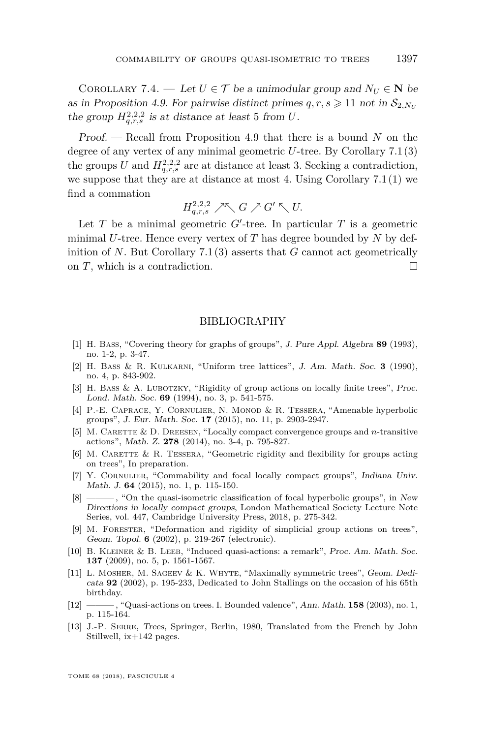Corollary 7.4. — *Let $U \in \mathcal{T}$ be a unimodular group and $N_U \in \mathbf{N}$ be as in Proposition 4.9. For pairwise distinct primes $q, r, s \geqslant 11$ not in $\mathcal{S}_{2,N_U}$ the group $H^{2,2,2}_{q,r,s}$ is at distance at least 5 from $U$.*

*Proof.* — Recall from Proposition 4.9 that there is a bound $N$ on the degree of any vertex of any minimal geometric $U$-tree. By Corollary 7.1(3) the groups $U$ and $H^{2,2,2}_{q,r,s}$ are at distance at least 3. Seeking a contradiction, we suppose that they are at distance at most 4. Using Corollary 7.1(1) we find a commation

$$H^{2,2,2}_{q,r,s} \nearrow\!\!\nwarrow G \nearrow G' \nwarrow U.$$

Let $T$ be a minimal geometric $G'$-tree. In particular $T$ is a geometric minimal $U$-tree. Hence every vertex of $T$ has degree bounded by $N$ by definition of $N$. But Corollary 7.1(3) asserts that $G$ cannot act geometrically on $T$, which is a contradiction. □

## BIBLIOGRAPHY

[1] H. Bass, "Covering theory for graphs of groups", *J. Pure Appl. Algebra* **89** (1993), no. 1-2, p. 3-47.

[2] H. Bass & R. Kulkarni, "Uniform tree lattices", *J. Am. Math. Soc.* **3** (1990), no. 4, p. 843-902.

[3] H. Bass & A. Lubotzky, "Rigidity of group actions on locally finite trees", *Proc. Lond. Math. Soc.* **69** (1994), no. 3, p. 541-575.

[4] P.-E. Caprace, Y. Cornulier, N. Monod & R. Tessera, "Amenable hyperbolic groups", *J. Eur. Math. Soc.* **17** (2015), no. 11, p. 2903-2947.

[5] M. Carette & D. Dreesen, "Locally compact convergence groups and $n$-transitive actions", *Math. Z.* **278** (2014), no. 3-4, p. 795-827.

[6] M. Carette & R. Tessera, "Geometric rigidity and flexibility for groups acting on trees", In preparation.

[7] Y. Cornulier, "Commability and focal locally compact groups", *Indiana Univ. Math. J.* **64** (2015), no. 1, p. 115-150.

[8] ———, "On the quasi-isometric classification of focal hyperbolic groups", in *New Directions in locally compact groups*, London Mathematical Society Lecture Note Series, vol. 447, Cambridge University Press, 2018, p. 275-342.

[9] M. Forester, "Deformation and rigidity of simplicial group actions on trees", *Geom. Topol.* **6** (2002), p. 219-267 (electronic).

[10] B. Kleiner & B. Leeb, "Induced quasi-actions: a remark", *Proc. Am. Math. Soc.* **137** (2009), no. 5, p. 1561-1567.

[11] L. Mosher, M. Sageev & K. Whyte, "Maximally symmetric trees", *Geom. Dedicata* **92** (2002), p. 195-233, Dedicated to John Stallings on the occasion of his 65th birthday.

[12] ———, "Quasi-actions on trees. I. Bounded valence", *Ann. Math.* **158** (2003), no. 1, p. 115-164.

[13] J.-P. Serre, *Trees*, Springer, Berlin, 1980, Translated from the French by John Stillwell, ix+142 pages.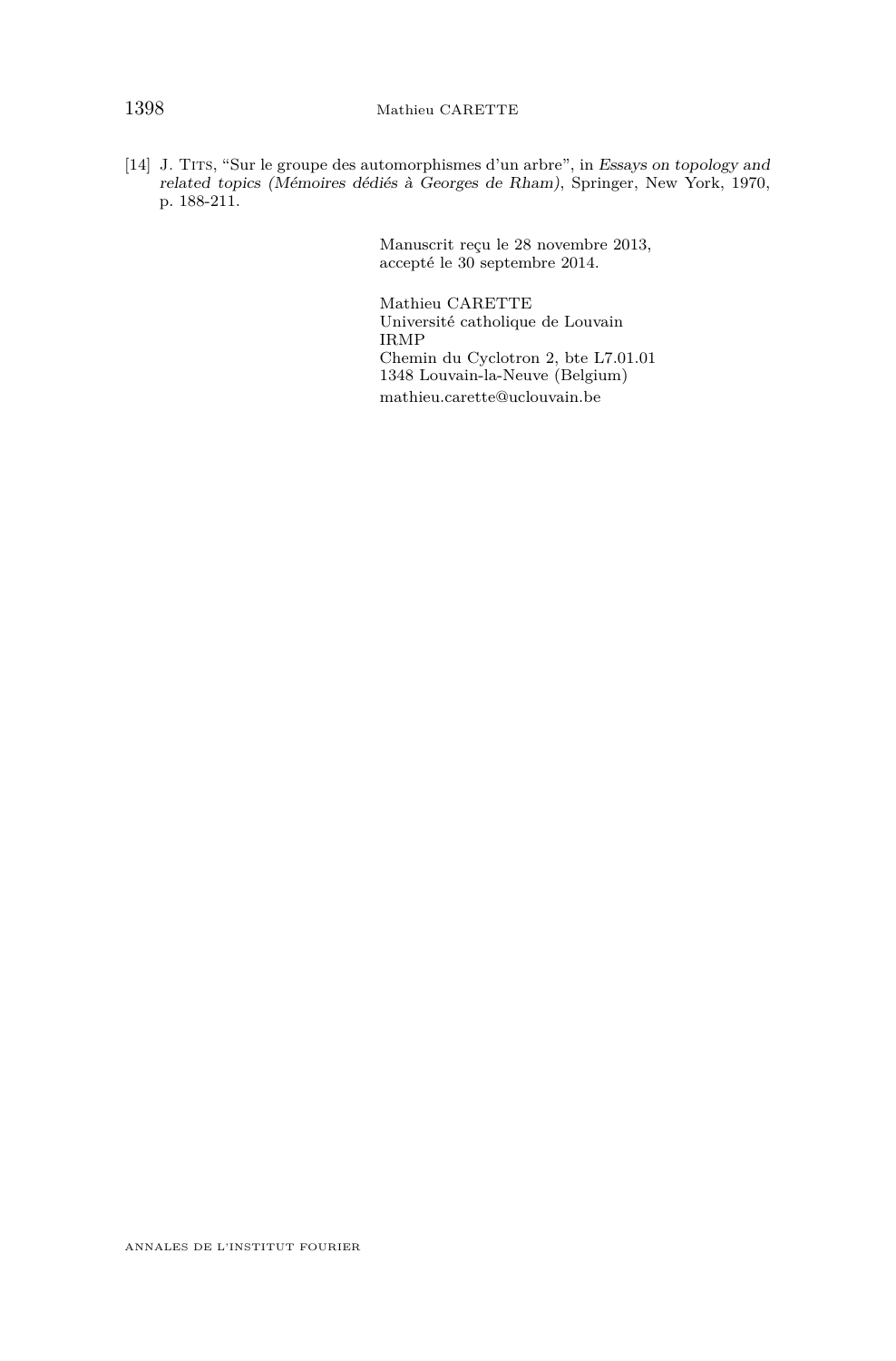[14] J. Tits, “Sur le groupe des automorphismes d’un arbre”, in *Essays on topology and related topics (Mémoires dédiés à Georges de Rham)*, Springer, New York, 1970, p. 188-211.

Manuscrit reçu le 28 novembre 2013,
accepté le 30 septembre 2014.

Mathieu CARETTE
Université catholique de Louvain
IRMP
Chemin du Cyclotron 2, bte L7.01.01
1348 Louvain-la-Neuve (Belgium)
mathieu.carette@uclouvain.be